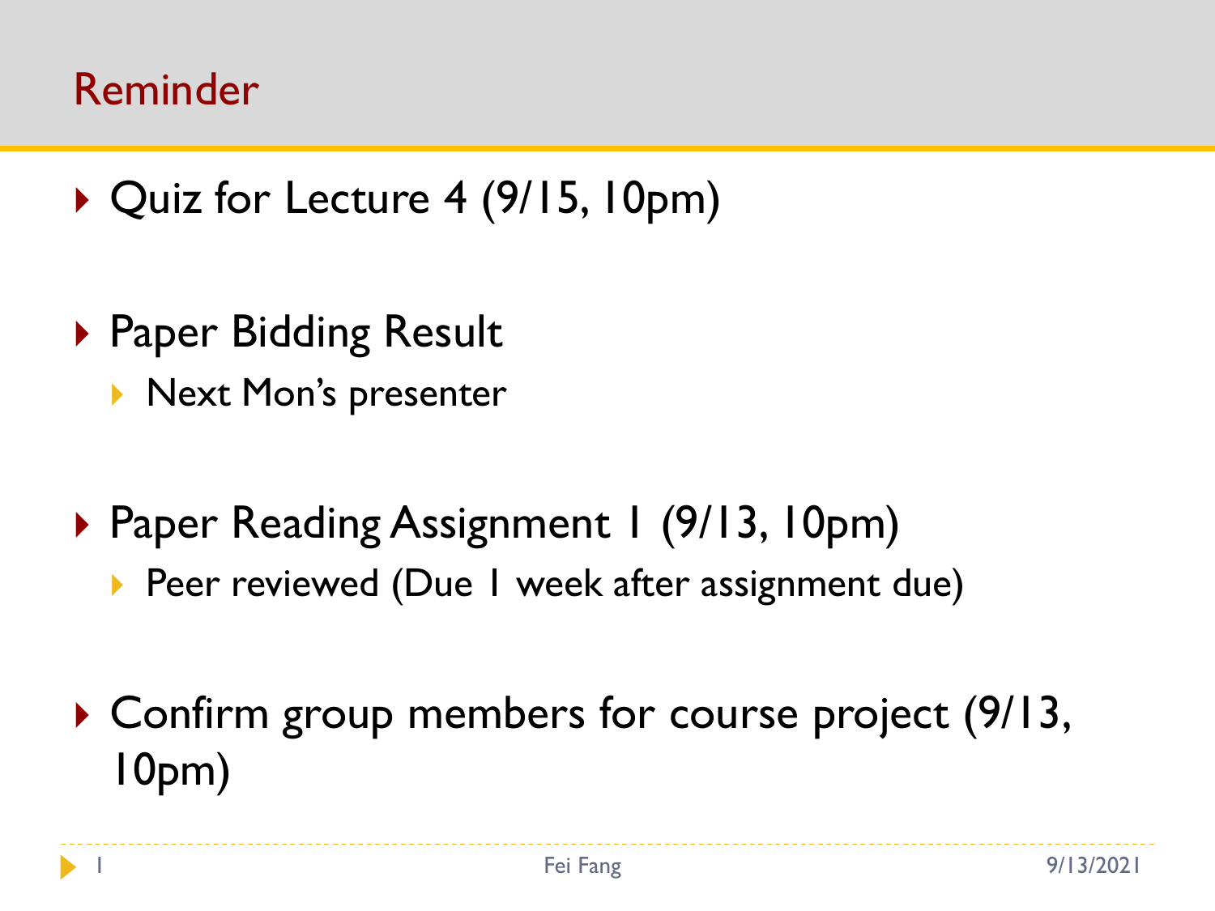# Reminder

- Quiz for Lecture 4 (9/15, 10pm)
- Paper Bidding Result
  - Next Mon's presenter
- Paper Reading Assignment 1 (9/13, 10pm)
  - Peer reviewed (Due 1 week after assignment due)
- Confirm group members for course project (9/13, 10pm)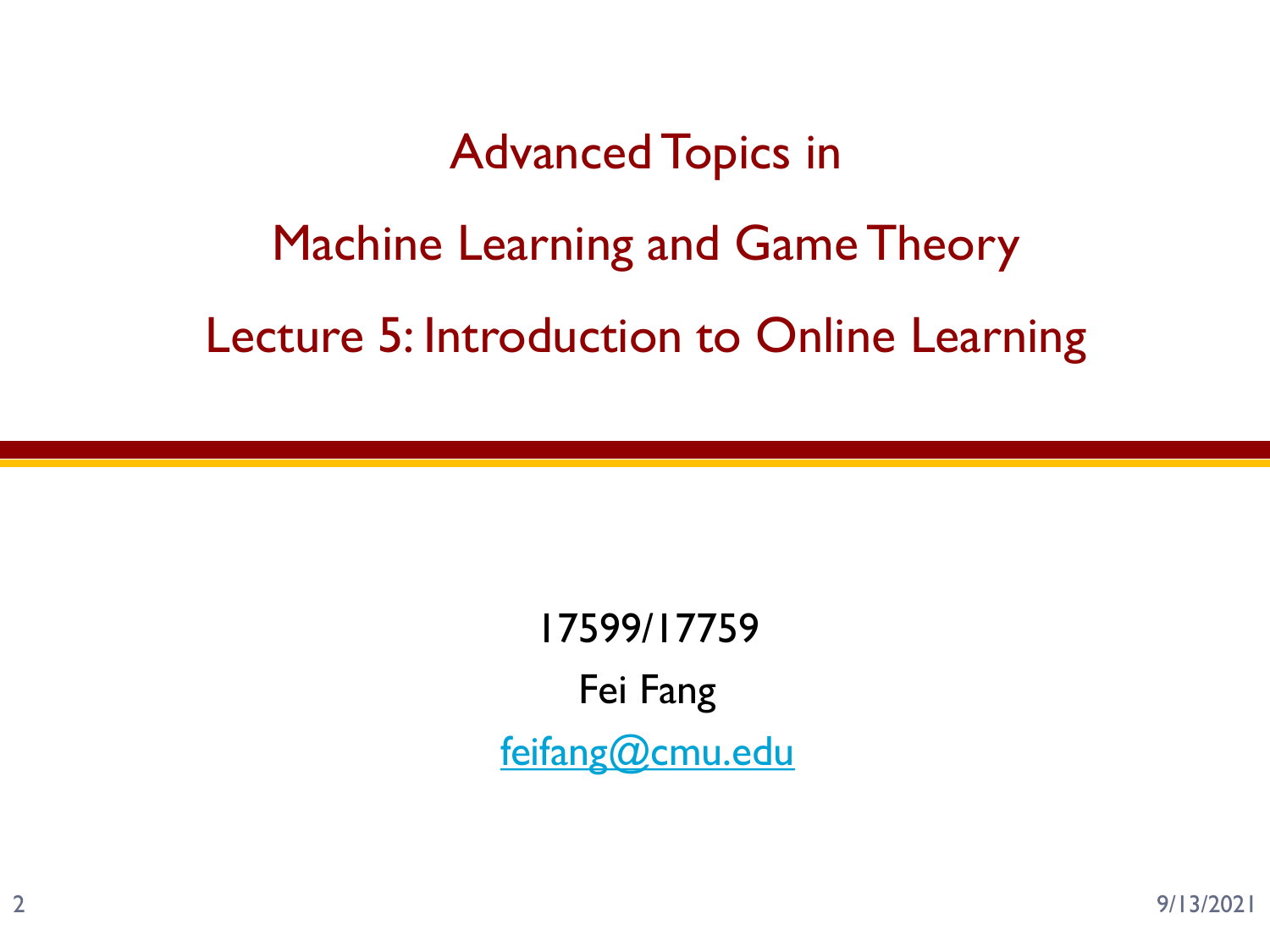# Advanced Topics in

# Machine Learning and Game Theory

# Lecture 5: Introduction to Online Learning

17599/17759

Fei Fang

feifang@cmu.edu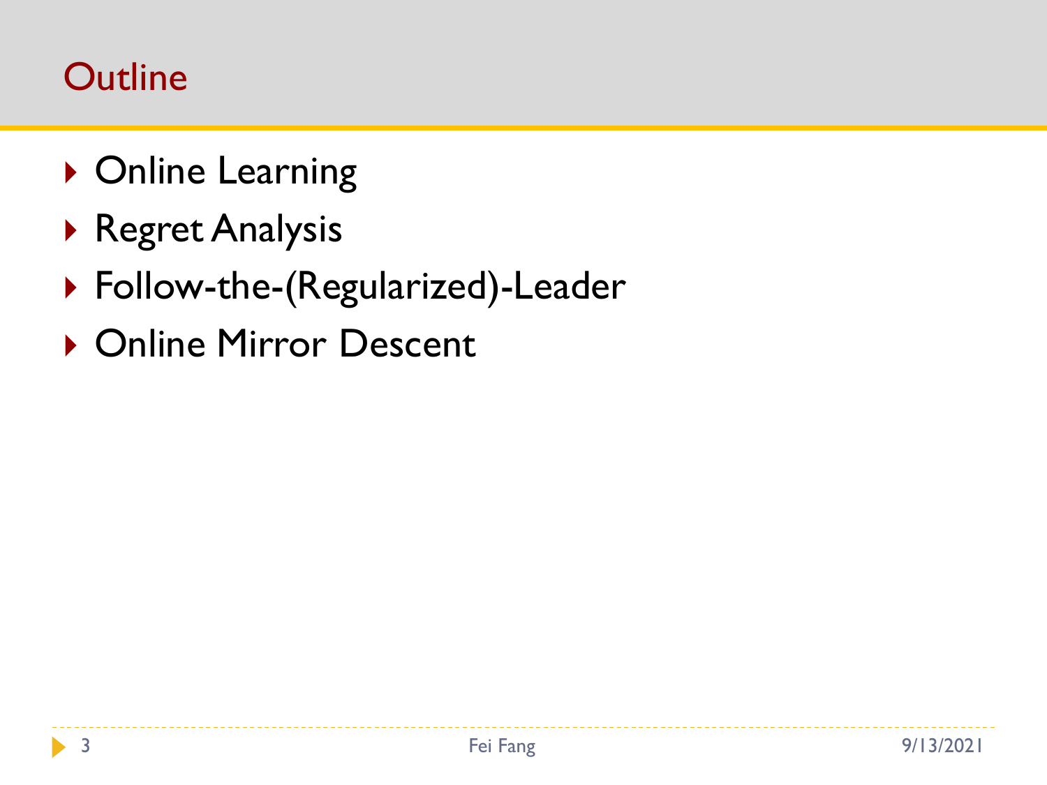# Outline

- Online Learning
- Regret Analysis
- Follow-the-(Regularized)-Leader
- Online Mirror Descent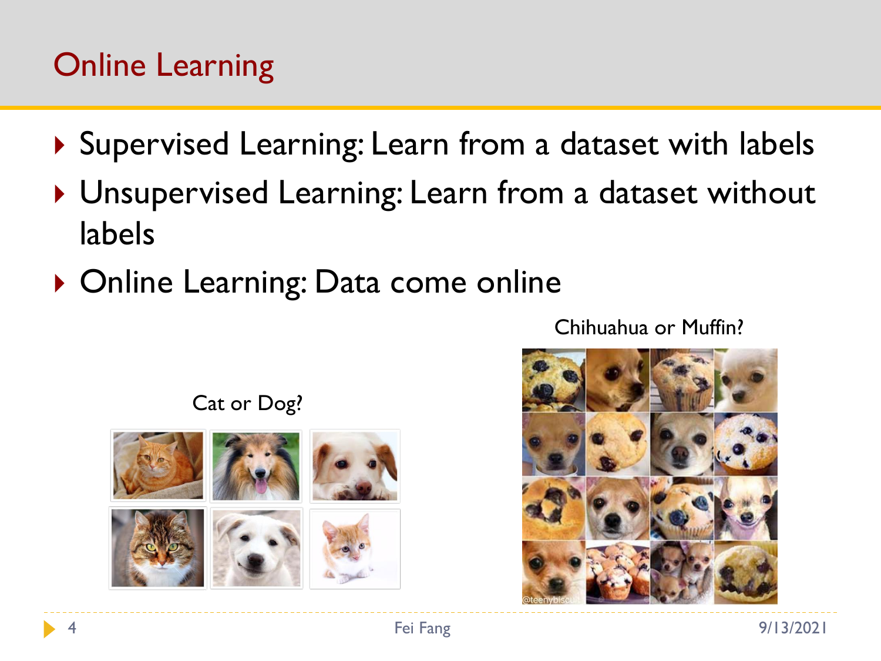# Online Learning

- Supervised Learning: Learn from a dataset with labels
- Unsupervised Learning: Learn from a dataset without labels
- Online Learning: Data come online

Cat or Dog?

Chihuahua or Muffin?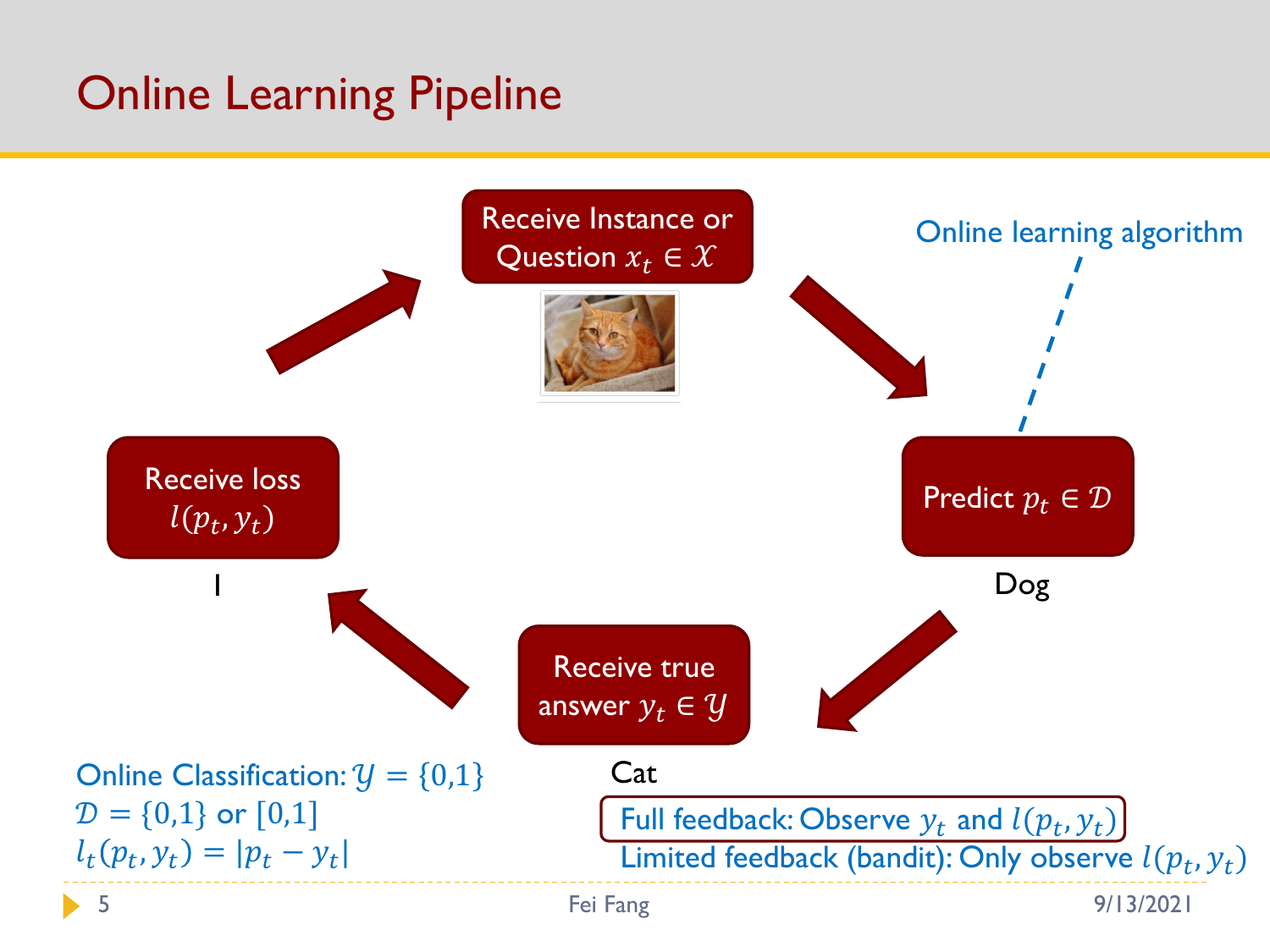# Online Learning Pipeline

Receive Instance or Question $x_t \in \mathcal{X}$

Predict $p_t \in \mathcal{D}$

Dog

Online learning algorithm

Receive true answer $y_t \in \mathcal{Y}$

Cat

Receive loss $l(p_t, y_t)$

1

Online Classification: $\mathcal{Y} = \{0,1\}$
$\mathcal{D} = \{0,1\}$ or $[0,1]$
$l_t(p_t, y_t) = |p_t - y_t|$

Full feedback: Observe $y_t$ and $l(p_t, y_t)$
Limited feedback (bandit): Only observe $l(p_t, y_t)$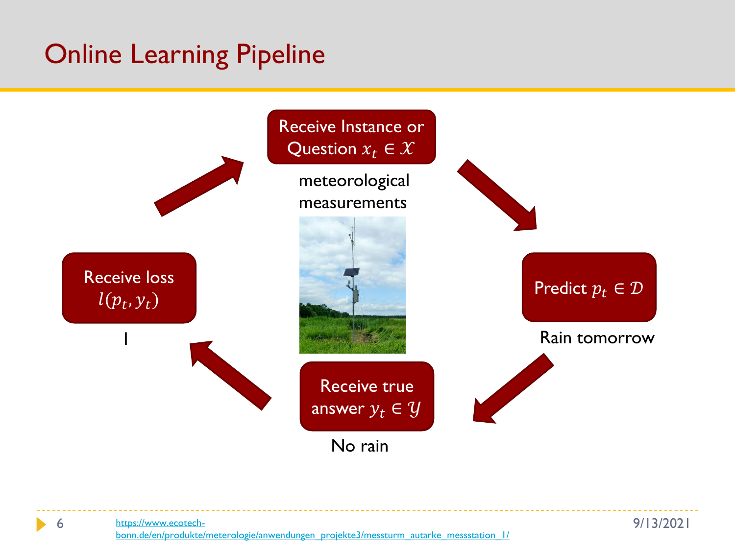# Online Learning Pipeline

Receive Instance or Question $x_t \in \mathcal{X}$

meteorological measurements

Predict $p_t \in \mathcal{D}$

Rain tomorrow

Receive true answer $y_t \in \mathcal{Y}$

No rain

Receive loss $l(p_t, y_t)$

1

https://www.ecotech-bonn.de/en/produkte/meterologie/anwendungen_projekte3/messturm_autarke_messstation_1/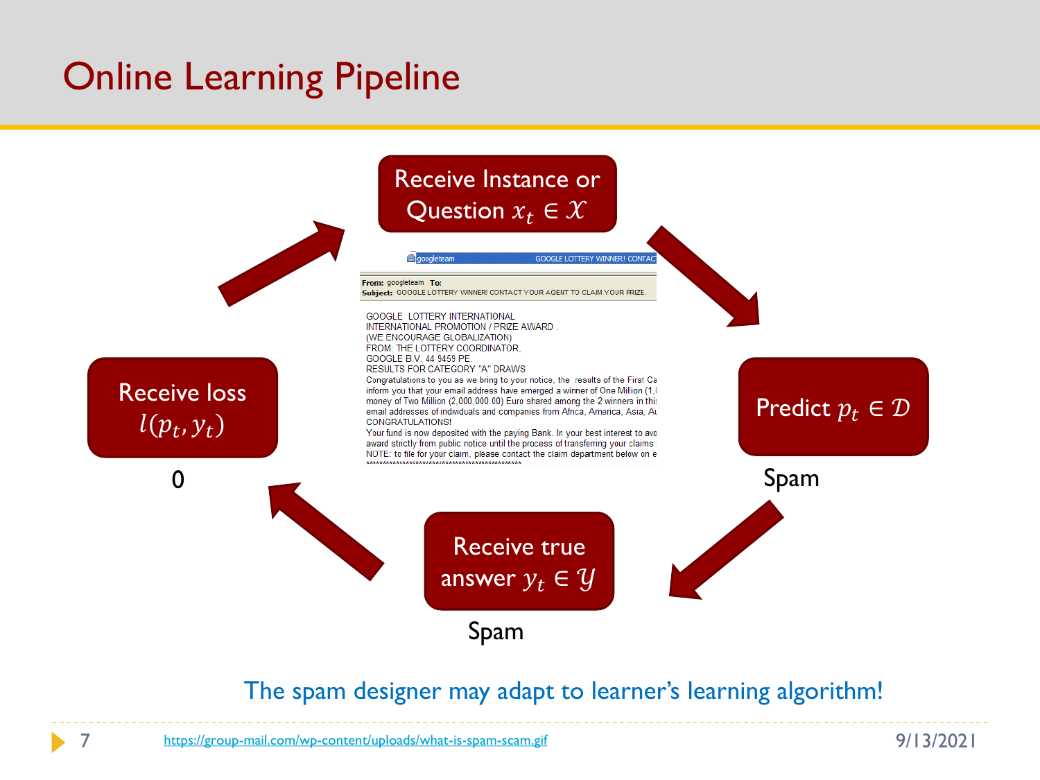# Online Learning Pipeline

Receive Instance or Question $x_t \in \mathcal{X}$

Predict $p_t \in \mathcal{D}$

Spam

Receive true answer $y_t \in \mathcal{Y}$

Spam

Receive loss $l(p_t, y_t)$

0

googleteam GOOGLE LOTTERY WINNER! CONTAC

From: googleteam To:
Subject: GOOGLE LOTTERY WINNER! CONTACT YOUR AGENT TO CLAIM YOUR PRIZE.

GOOGLE LOTTERY INTERNATIONAL
INTERNATIONAL PROMOTION / PRIZE AWARD .
(WE ENCOURAGE GLOBALIZATION)
FROM: THE LOTTERY COORDINATOR,
GOOGLE B.V. 44 9459 PE.
RESULTS FOR CATEGORY "A" DRAWS
Congratulations to you as we bring to your notice, the results of the First Ca
inform you that your email address have emerged a winner of One Million (1,
money of Two Million (2,000,000.00) Euro shared among the 2 winners in thi
email addresses of individuals and companies from Africa, America, Asia, Au
CONGRATULATIONS!
Your fund is now deposited with the paying Bank. In your best interest to avo
award strictly from public notice until the process of transferring your claims
NOTE: to file for your claim, please contact the claim department below on e

The spam designer may adapt to learner's learning algorithm!

https://group-mail.com/wp-content/uploads/what-is-spam-scam.gif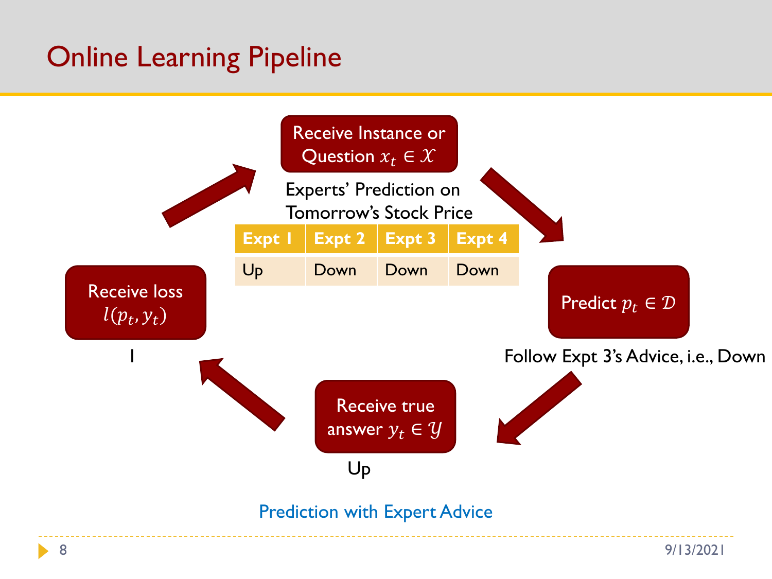# Online Learning Pipeline

Receive Instance or Question $x_t \in \mathcal{X}$

Experts' Prediction on Tomorrow's Stock Price

| Expt 1 | Expt 2 | Expt 3 | Expt 4 |
|---|---|---|---|
| Up | Down | Down | Down |

Predict $p_t \in \mathcal{D}$

Follow Expt 3's Advice, i.e., Down

Receive true answer $y_t \in \mathcal{Y}$

Up

Receive loss $l(p_t, y_t)$

1

Prediction with Expert Advice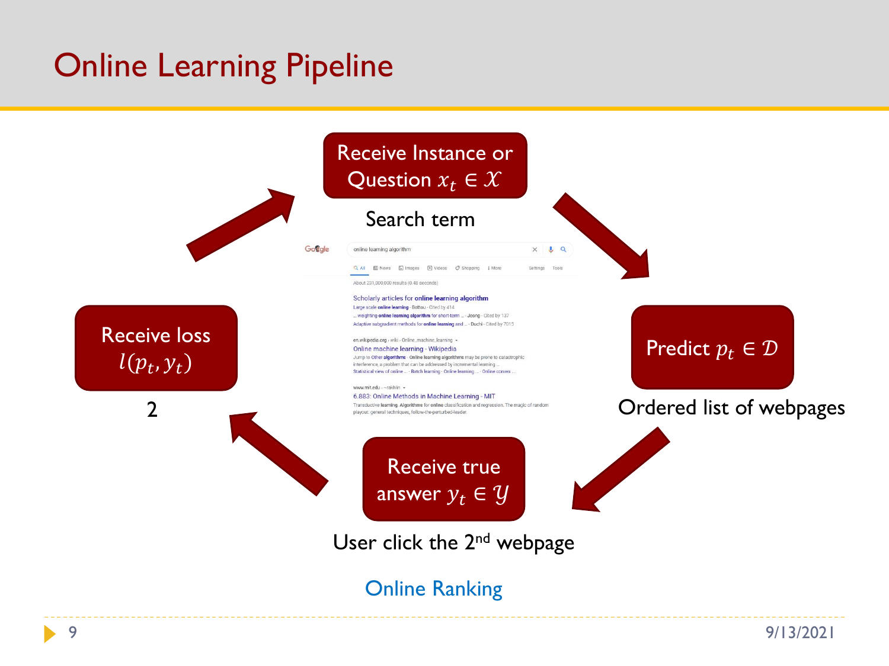# Online Learning Pipeline

**Receive Instance or Question $x_t \in \mathcal{X}$**

Search term

**Predict $p_t \in \mathcal{D}$**

Ordered list of webpages

**Receive true answer $y_t \in \mathcal{Y}$**

User click the 2nd webpage

**Receive loss $l(p_t, y_t)$**

2

Online Ranking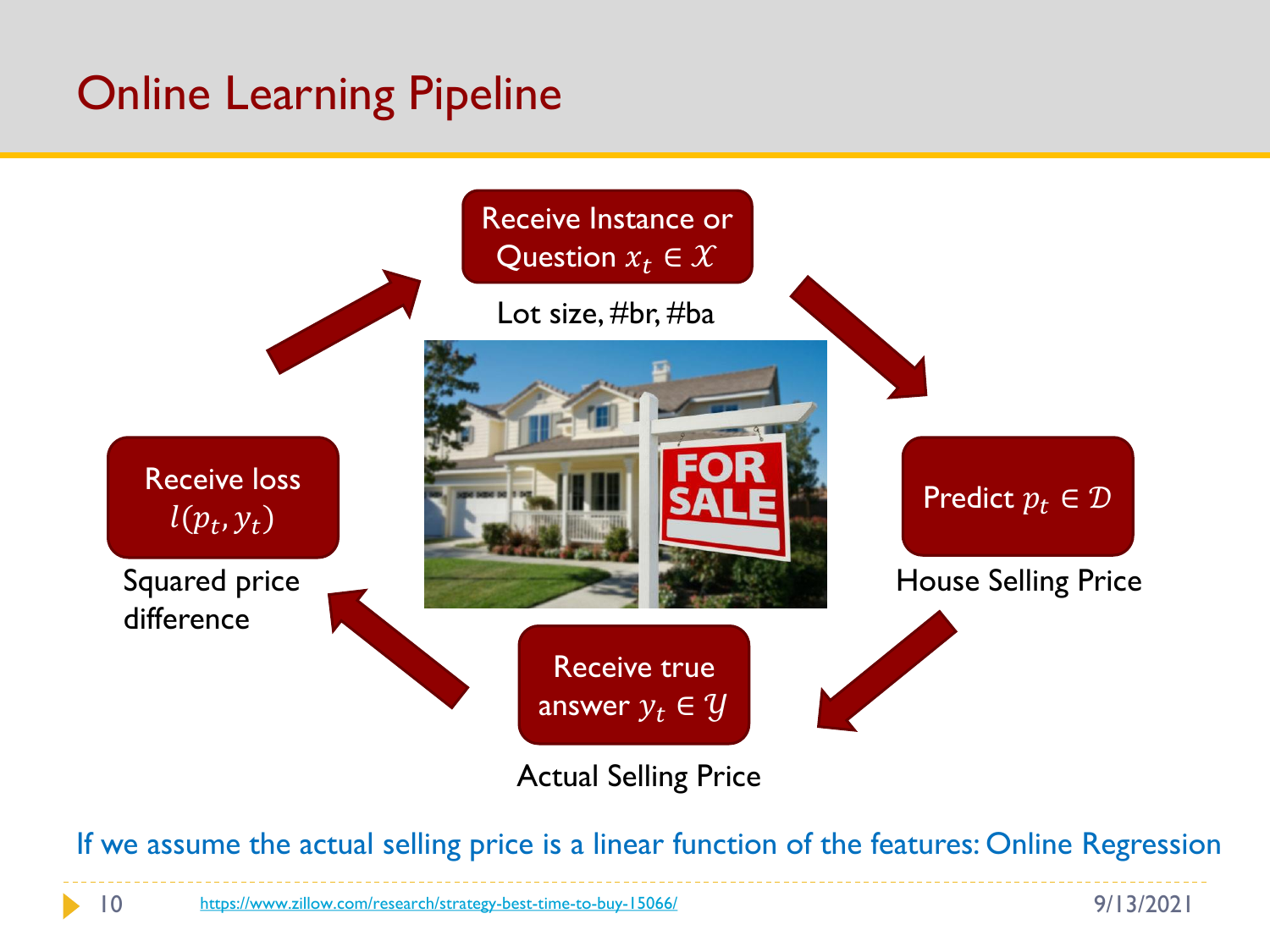# Online Learning Pipeline

Receive Instance or Question $x_t \in \mathcal{X}$

Lot size, #br, #ba

Predict $p_t \in \mathcal{D}$

House Selling Price

Receive true answer $y_t \in \mathcal{Y}$

Actual Selling Price

Receive loss $l(p_t, y_t)$

Squared price difference

If we assume the actual selling price is a linear function of the features: Online Regression

https://www.zillow.com/research/strategy-best-time-to-buy-15066/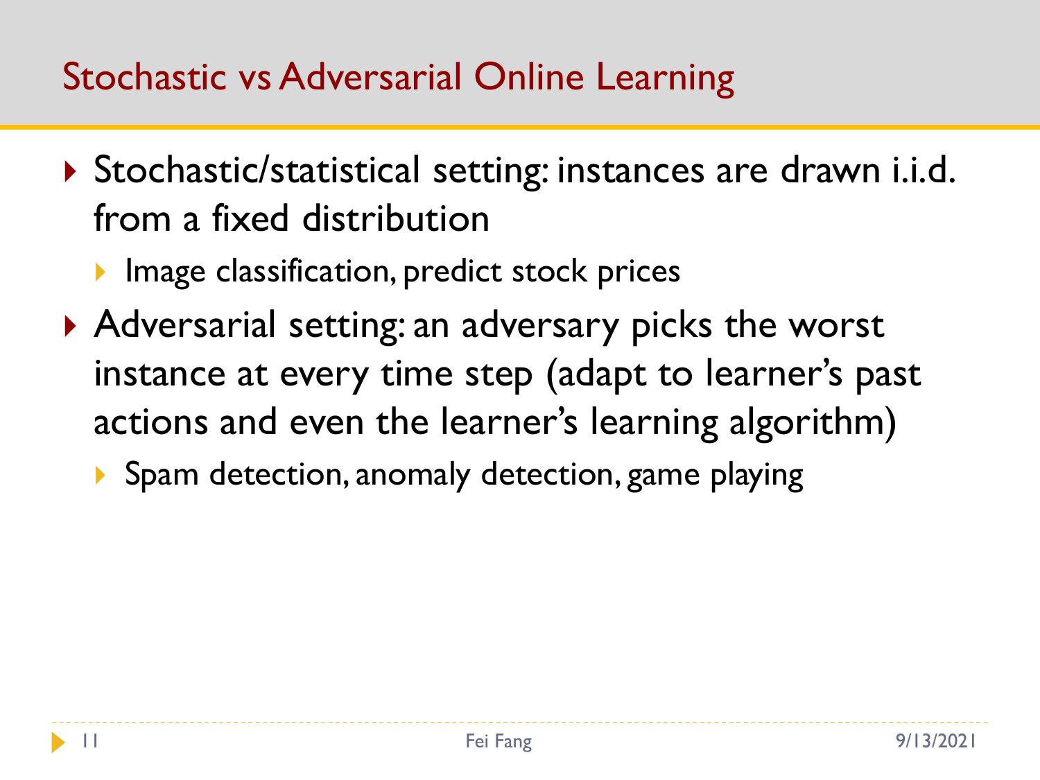# Stochastic vs Adversarial Online Learning

- Stochastic/statistical setting: instances are drawn i.i.d. from a fixed distribution
  - Image classification, predict stock prices
- Adversarial setting: an adversary picks the worst instance at every time step (adapt to learner's past actions and even the learner's learning algorithm)
  - Spam detection, anomaly detection, game playing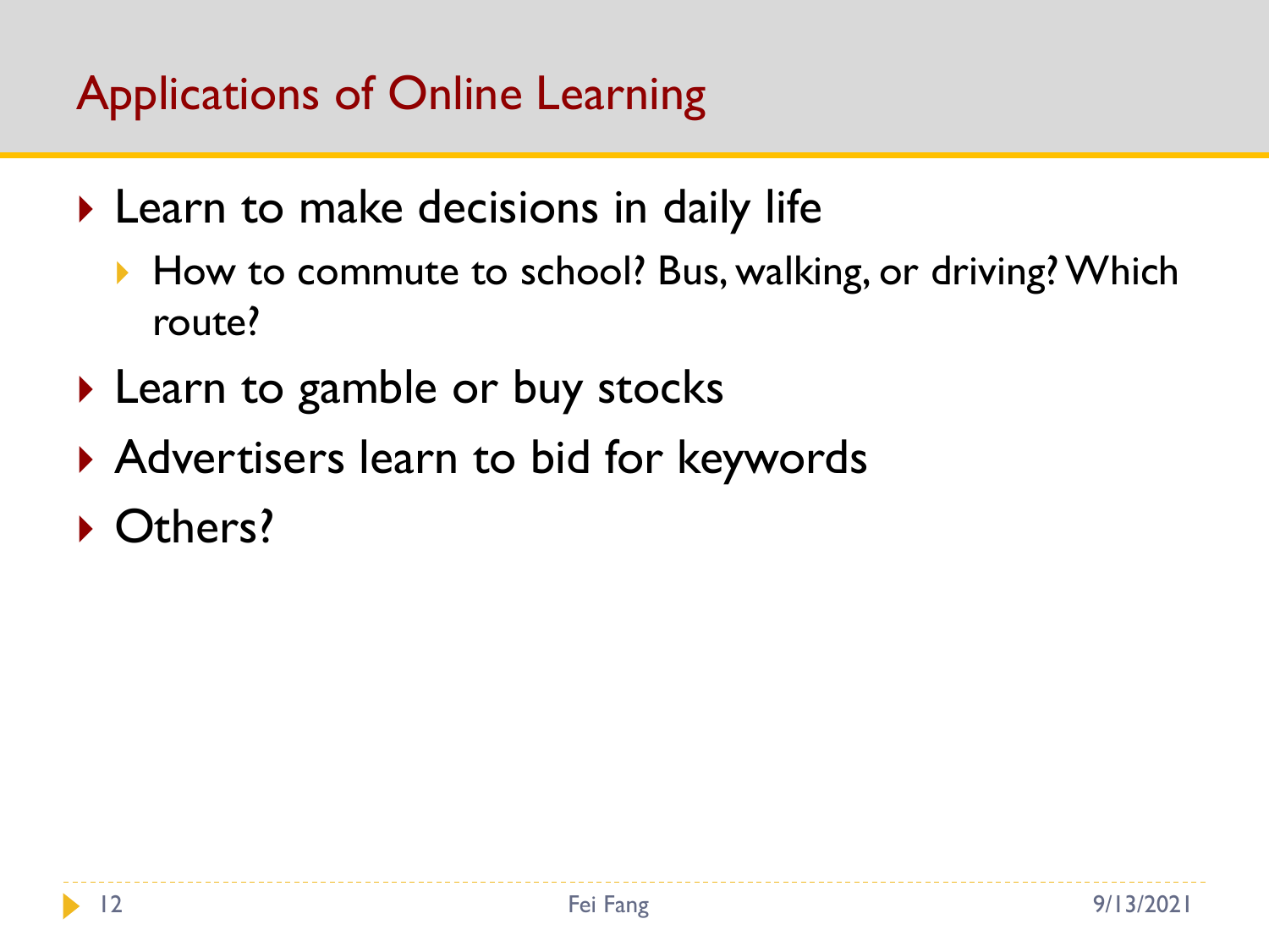# Applications of Online Learning

- Learn to make decisions in daily life
  - How to commute to school? Bus, walking, or driving? Which route?
- Learn to gamble or buy stocks
- Advertisers learn to bid for keywords
- Others?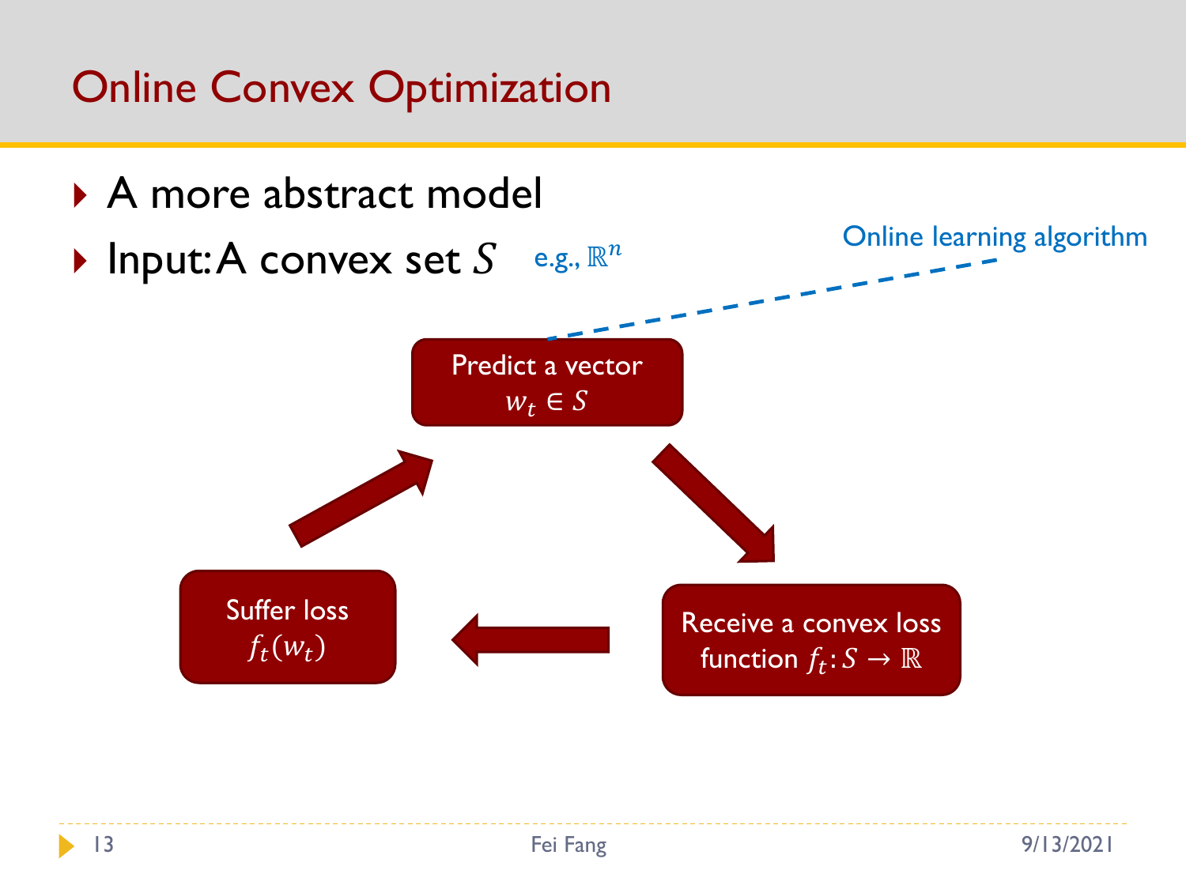# Online Convex Optimization

- A more abstract model
- Input: A convex set $S$ e.g., $\mathbb{R}^n$

Online learning algorithm

Predict a vector $w_t \in S$

Receive a convex loss function $f_t: S \to \mathbb{R}$

Suffer loss $f_t(w_t)$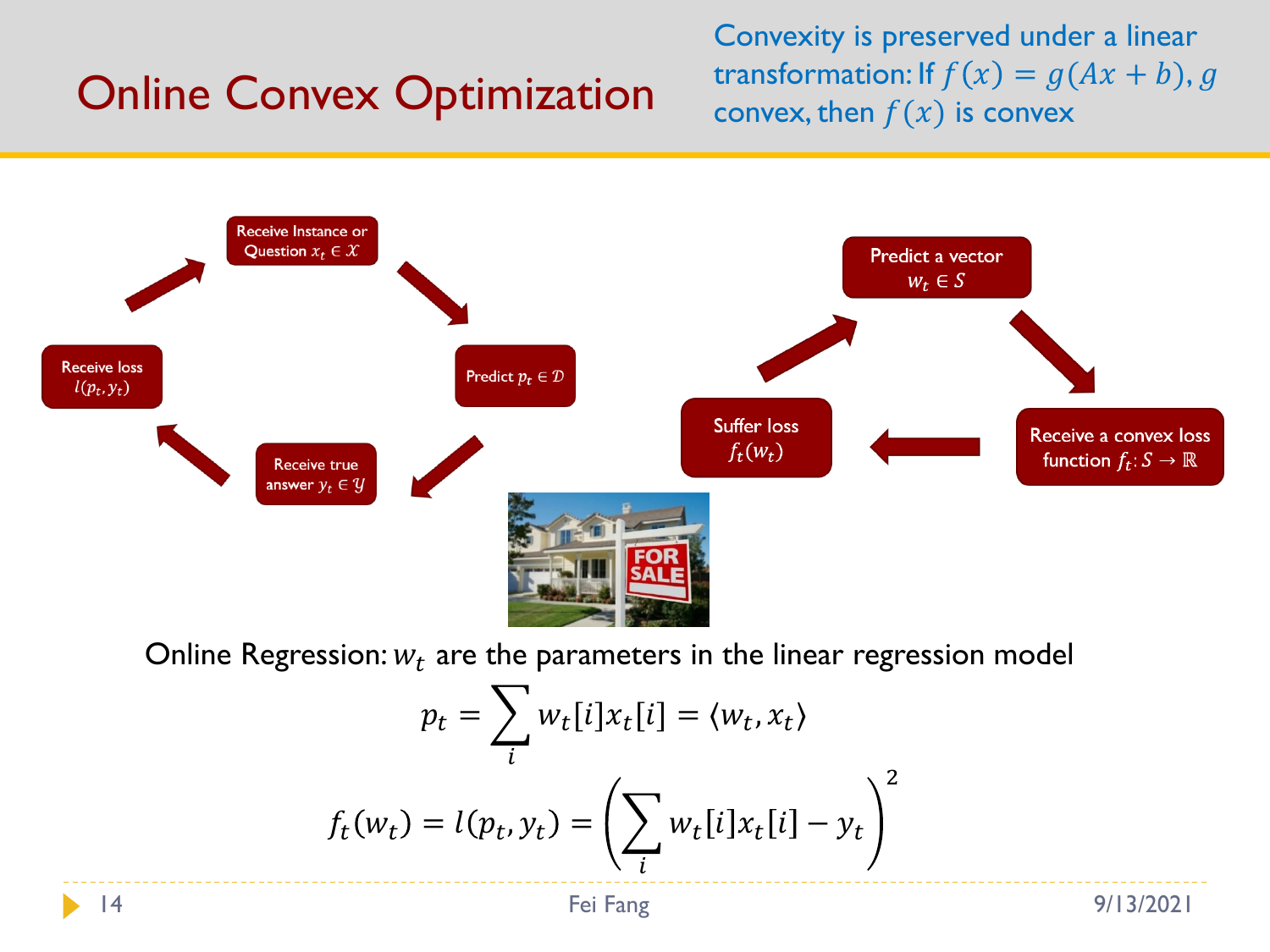# Online Convex Optimization

Convexity is preserved under a linear transformation: If $f(x) = g(Ax + b)$, $g$ convex, then $f(x)$ is convex

Receive Instance or Question $x_t \in \mathcal{X}$ → Predict $p_t \in \mathcal{D}$ → Receive true answer $y_t \in \mathcal{Y}$ → Receive loss $l(p_t, y_t)$

Predict a vector $w_t \in S$ → Receive a convex loss function $f_t: S \rightarrow \mathbb{R}$ → Suffer loss $f_t(w_t)$

Online Regression: $w_t$ are the parameters in the linear regression model

$$p_t = \sum_i w_t[i] x_t[i] = \langle w_t, x_t \rangle$$

$$f_t(w_t) = l(p_t, y_t) = \left( \sum_i w_t[i] x_t[i] - y_t \right)^2$$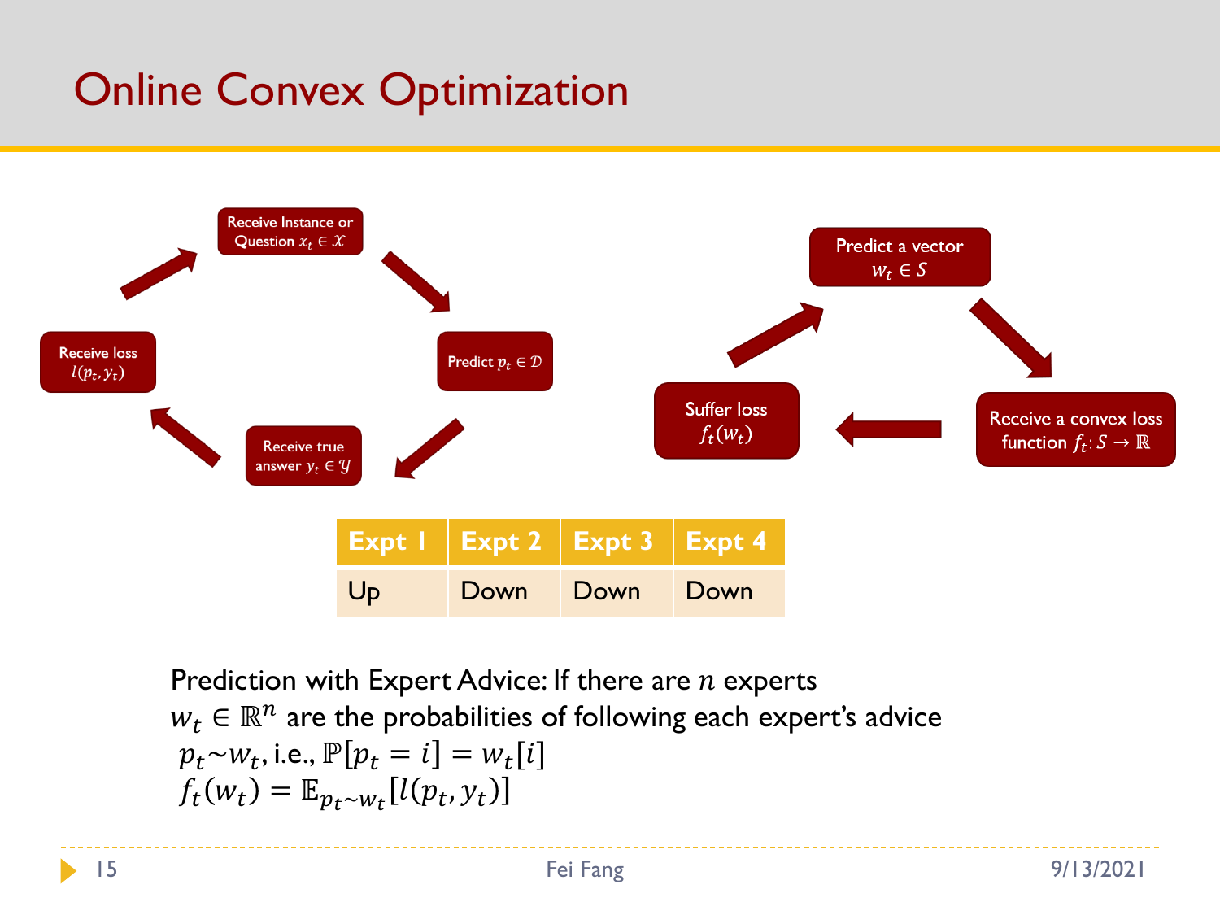# Online Convex Optimization

Receive Instance or Question $x_t \in \mathcal{X}$

Predict $p_t \in \mathcal{D}$

Receive true answer $y_t \in \mathcal{Y}$

Receive loss $l(p_t, y_t)$

Predict a vector $w_t \in S$

Receive a convex loss function $f_t: S \to \mathbb{R}$

Suffer loss $f_t(w_t)$

| Expt 1 | Expt 2 | Expt 3 | Expt 4 |
| --- | --- | --- | --- |
| Up | Down | Down | Down |

Prediction with Expert Advice: If there are $n$ experts

$w_t \in \mathbb{R}^n$ are the probabilities of following each expert's advice

$p_t \sim w_t$, i.e., $\mathbb{P}[p_t = i] = w_t[i]$

$f_t(w_t) = \mathbb{E}_{p_t \sim w_t}[l(p_t, y_t)]$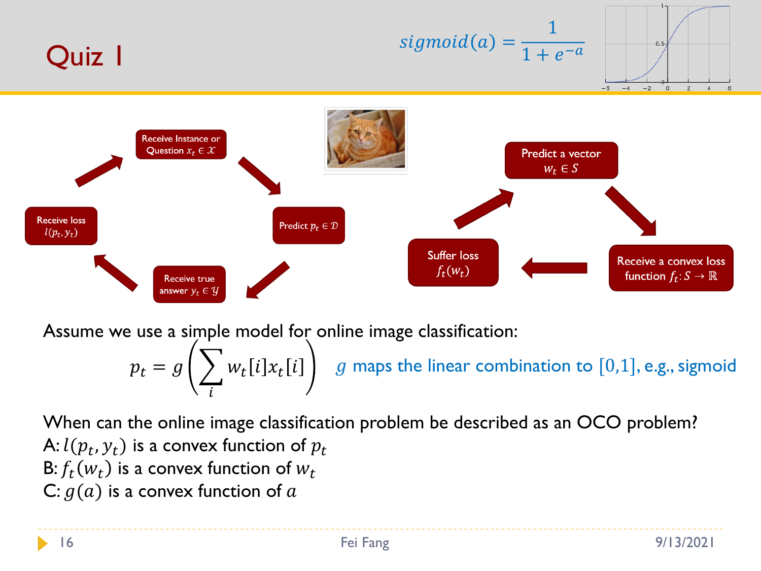# Quiz 1

$$sigmoid(a) = \frac{1}{1+e^{-a}}$$

Receive Instance or Question $x_t \in \mathcal{X}$ → Predict $p_t \in \mathcal{D}$ → Receive true answer $y_t \in \mathcal{Y}$ → Receive loss $l(p_t, y_t)$

Predict a vector $w_t \in S$ → Receive a convex loss function $f_t: S \to \mathbb{R}$ → Suffer loss $f_t(w_t)$

Assume we use a simple model for online image classification:

$$p_t = g\left(\sum_i w_t[i] x_t[i]\right)$$

$g$ maps the linear combination to $[0,1]$, e.g., sigmoid

When can the online image classification problem be described as an OCO problem?

A: $l(p_t, y_t)$ is a convex function of $p_t$

B: $f_t(w_t)$ is a convex function of $w_t$

C: $g(a)$ is a convex function of $a$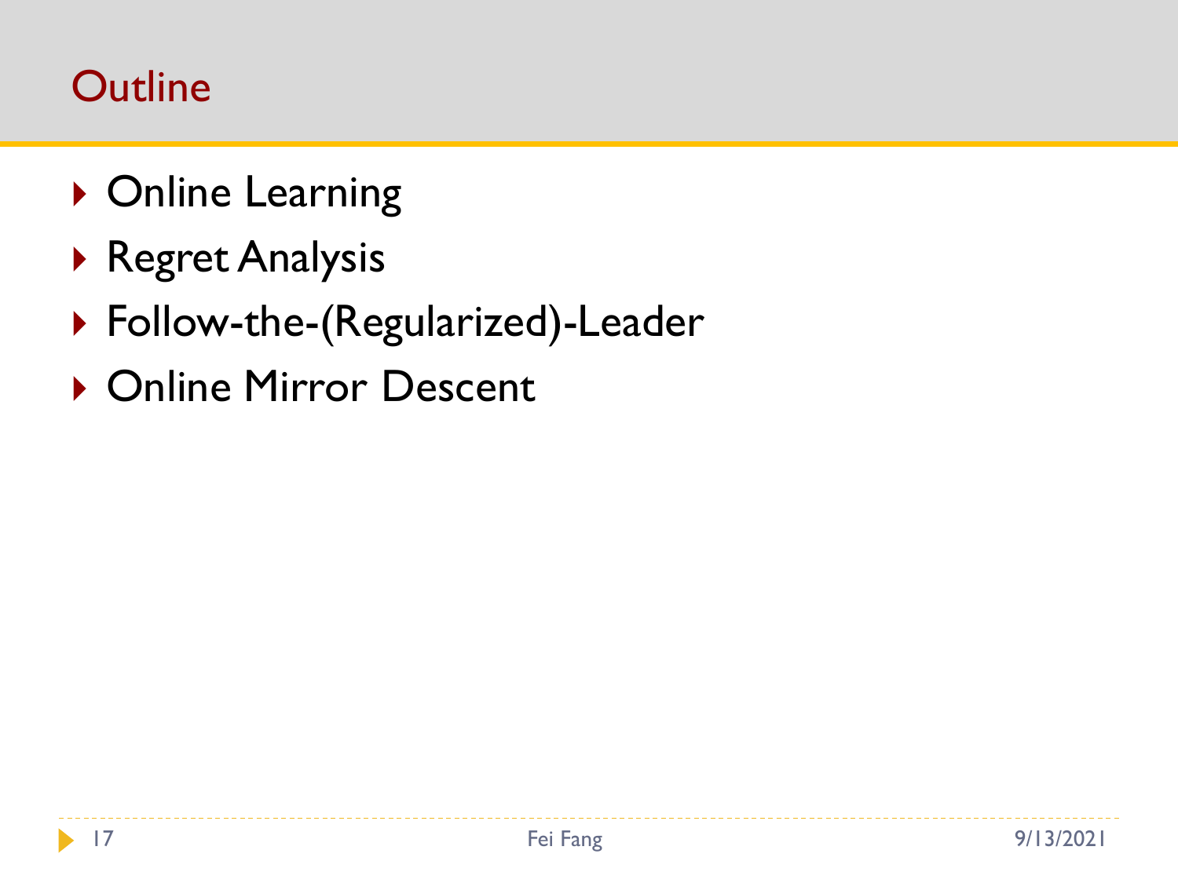# Outline

- Online Learning
- Regret Analysis
- Follow-the-(Regularized)-Leader
- Online Mirror Descent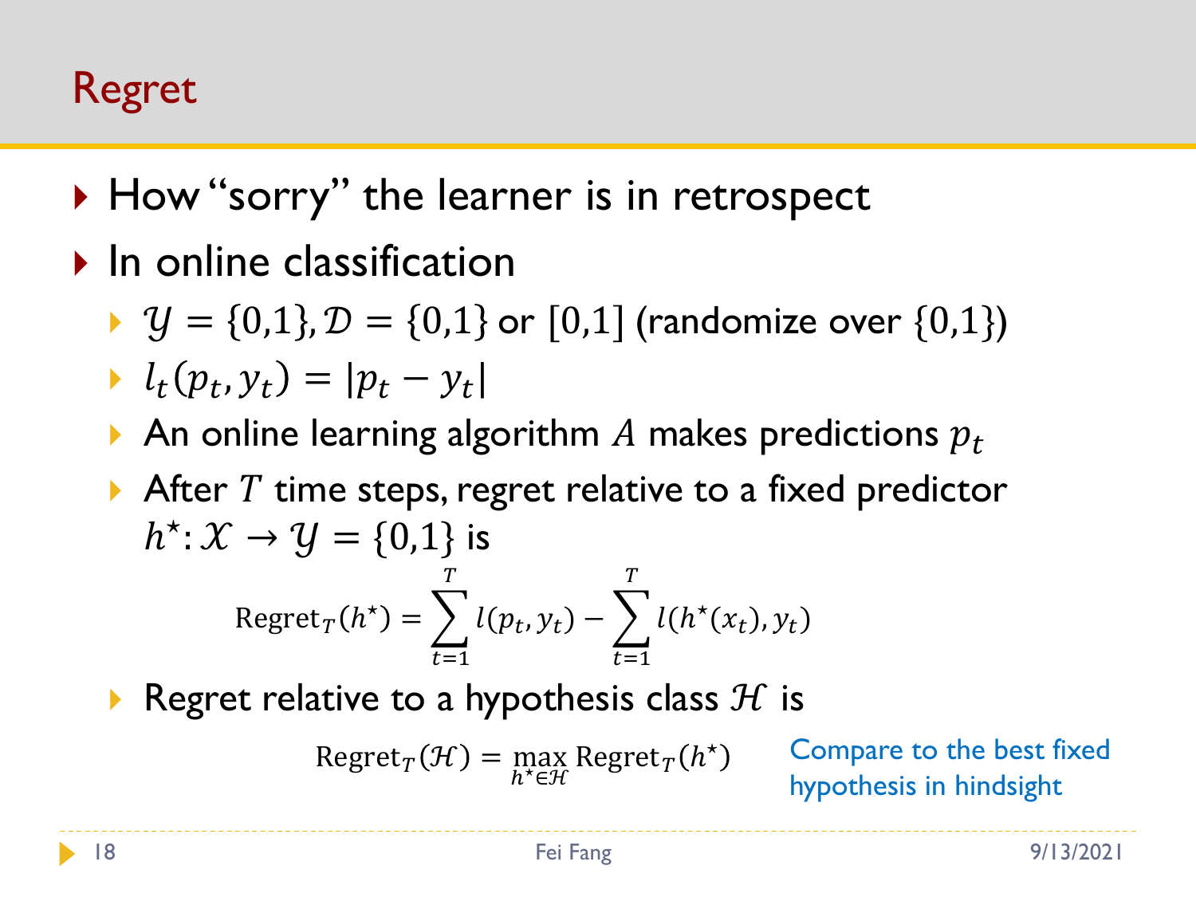# Regret

- How "sorry" the learner is in retrospect
- In online classification
  - $\mathcal{Y} = \{0,1\}, \mathcal{D} = \{0,1\}$ or $[0,1]$ (randomize over $\{0,1\}$)
  - $l_t(p_t, y_t) = |p_t - y_t|$
  - An online learning algorithm $A$ makes predictions $p_t$
  - After $T$ time steps, regret relative to a fixed predictor $h^\star: \mathcal{X} \to \mathcal{Y} = \{0,1\}$ is

$$\text{Regret}_T(h^\star) = \sum_{t=1}^{T} l(p_t, y_t) - \sum_{t=1}^{T} l(h^\star(x_t), y_t)$$

  - Regret relative to a hypothesis class $\mathcal{H}$ is

$$\text{Regret}_T(\mathcal{H}) = \max_{h^\star \in \mathcal{H}} \text{Regret}_T(h^\star)$$

Compare to the best fixed hypothesis in hindsight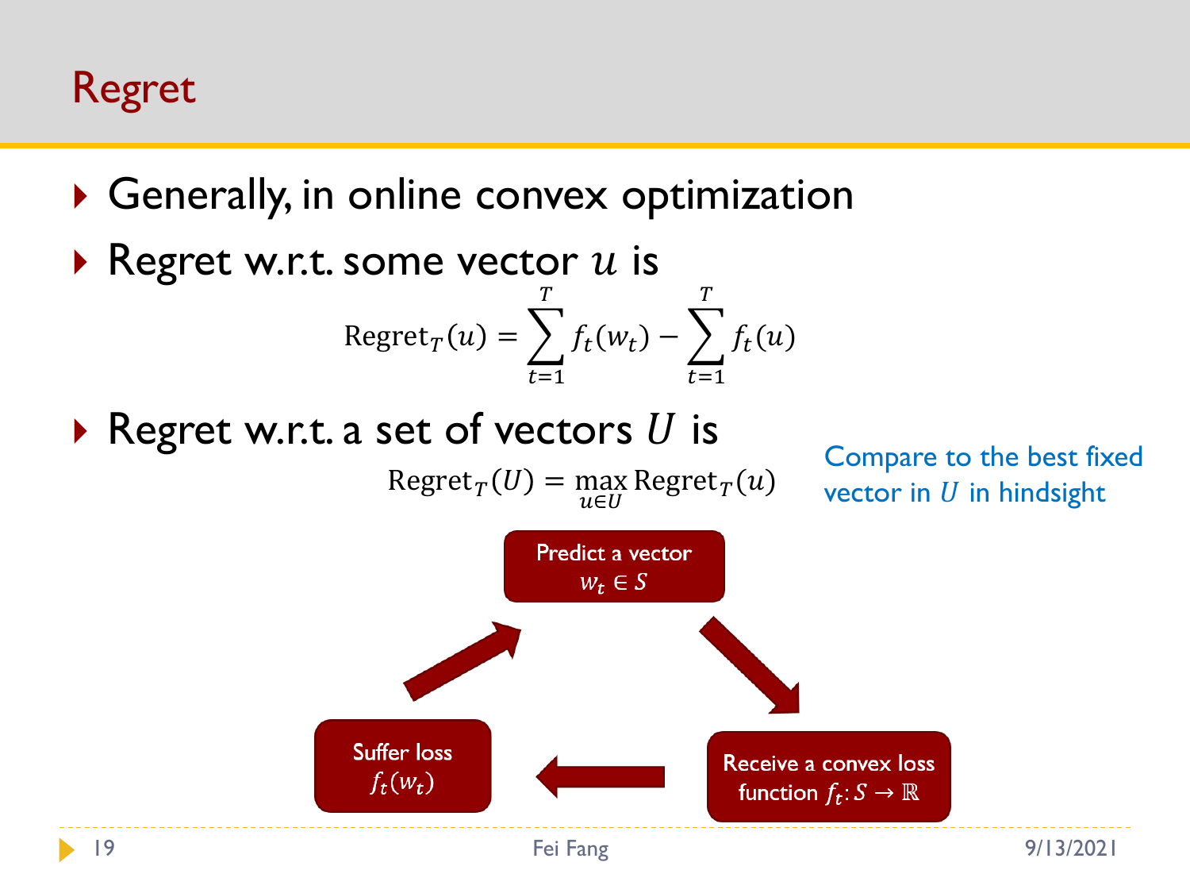# Regret

- Generally, in online convex optimization
- Regret w.r.t. some vector $u$ is

$$\text{Regret}_T(u) = \sum_{t=1}^{T} f_t(w_t) - \sum_{t=1}^{T} f_t(u)$$

- Regret w.r.t. a set of vectors $U$ is

$$\text{Regret}_T(U) = \max_{u \in U} \text{Regret}_T(u)$$

Compare to the best fixed vector in $U$ in hindsight

Predict a vector $w_t \in S$ → Receive a convex loss function $f_t: S \to \mathbb{R}$ → Suffer loss $f_t(w_t)$ → Predict a vector $w_t \in S$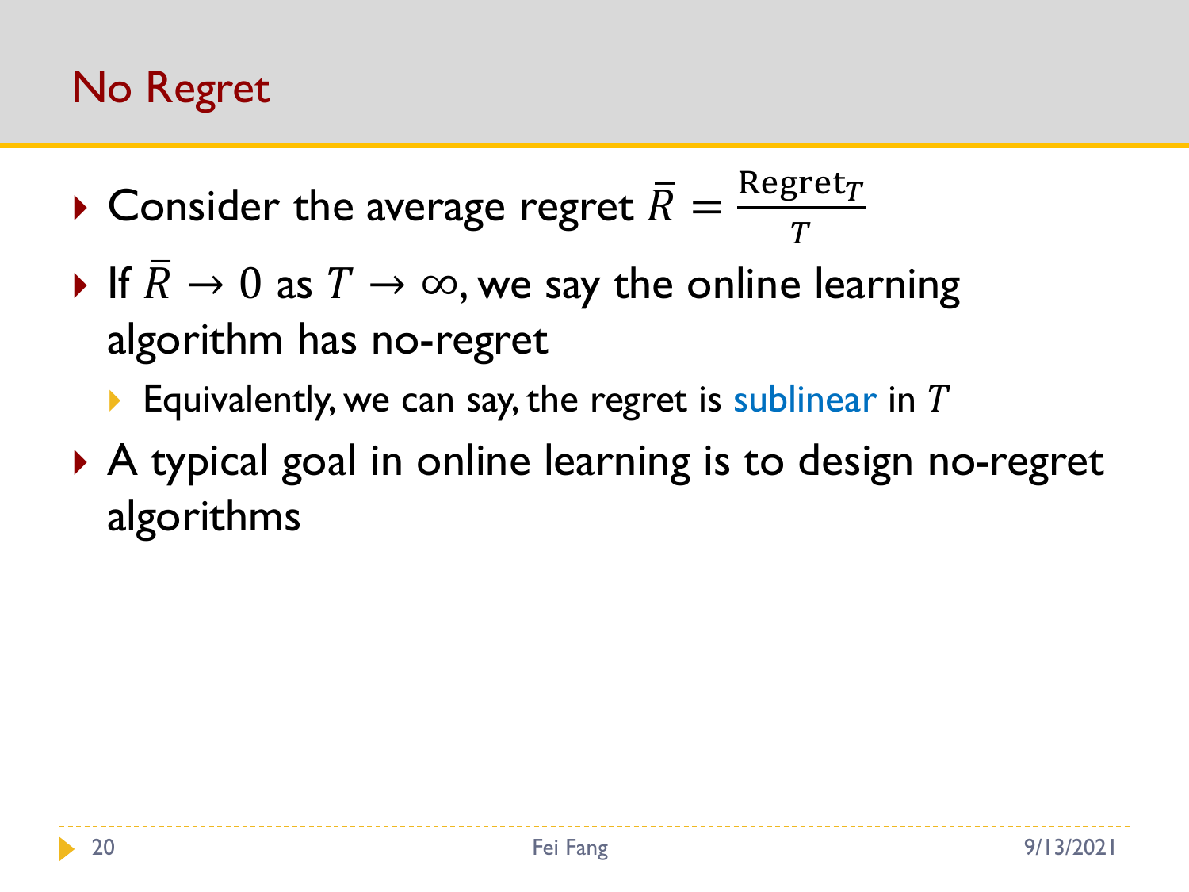# No Regret

- Consider the average regret $\bar{R} = \frac{\text{Regret}_T}{T}$
- If $\bar{R} \to 0$ as $T \to \infty$, we say the online learning algorithm has no-regret
  - Equivalently, we can say, the regret is sublinear in $T$
- A typical goal in online learning is to design no-regret algorithms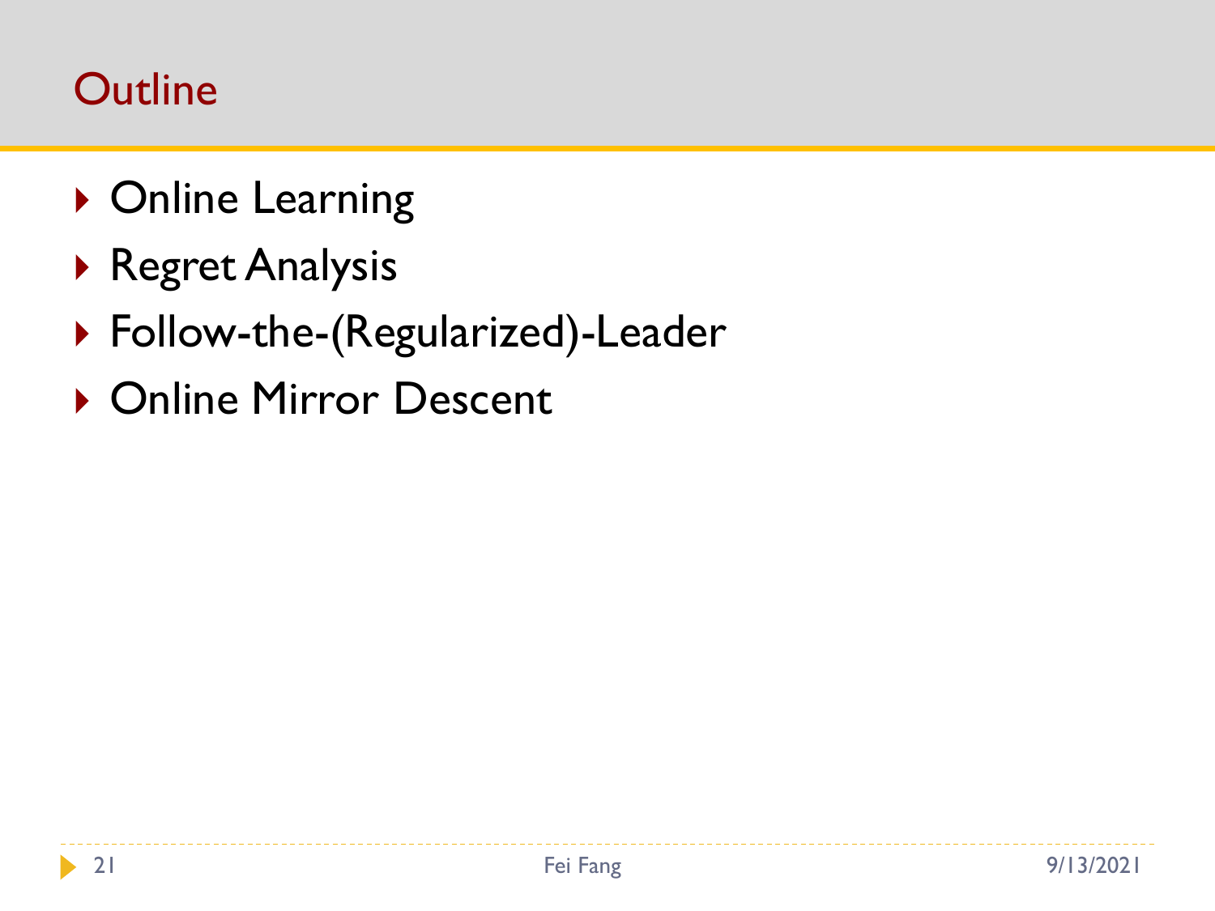# Outline

- Online Learning
- Regret Analysis
- Follow-the-(Regularized)-Leader
- Online Mirror Descent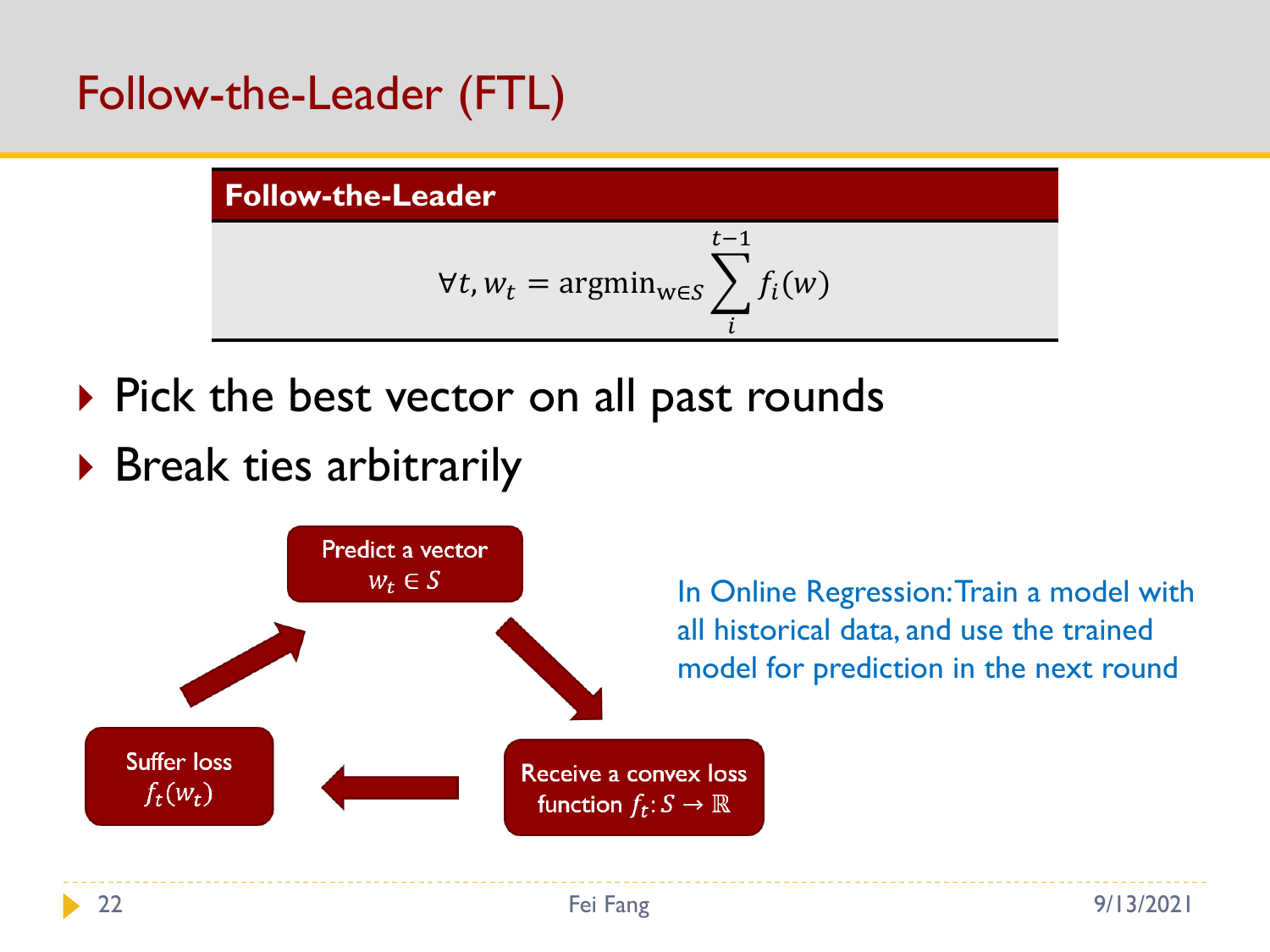# Follow-the-Leader (FTL)

**Follow-the-Leader**

$$\forall t, w_t = \text{argmin}_{w \in S} \sum_{i}^{t-1} f_i(w)$$

- Pick the best vector on all past rounds
- Break ties arbitrarily

Predict a vector $w_t \in S$

Receive a convex loss function $f_t: S \to \mathbb{R}$

Suffer loss $f_t(w_t)$

In Online Regression: Train a model with all historical data, and use the trained model for prediction in the next round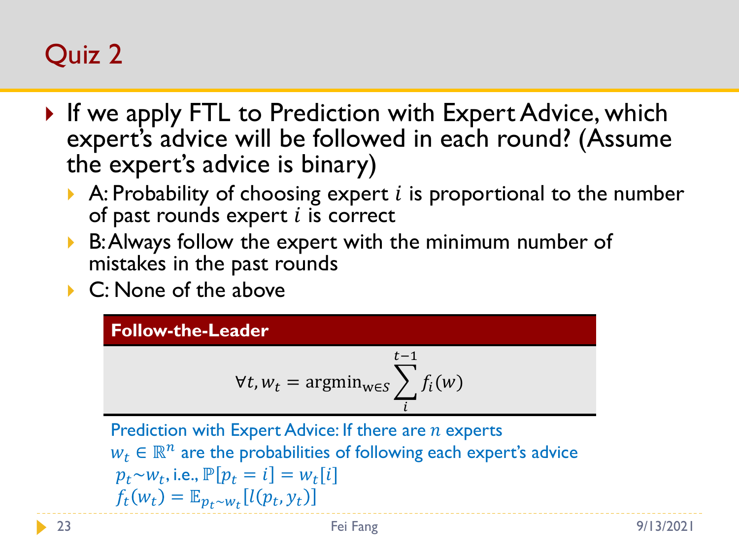# Quiz 2

- If we apply FTL to Prediction with Expert Advice, which expert's advice will be followed in each round? (Assume the expert's advice is binary)
  - A: Probability of choosing expert $i$ is proportional to the number of past rounds expert $i$ is correct
  - B: Always follow the expert with the minimum number of mistakes in the past rounds
  - C: None of the above

**Follow-the-Leader**

$$\forall t, w_t = \mathrm{argmin}_{w \in S} \sum_{i}^{t-1} f_i(w)$$

Prediction with Expert Advice: If there are $n$ experts

$w_t \in \mathbb{R}^n$ are the probabilities of following each expert's advice

$p_t \sim w_t$, i.e., $\mathbb{P}[p_t = i] = w_t[i]$

$f_t(w_t) = \mathbb{E}_{p_t \sim w_t}[l(p_t, y_t)]$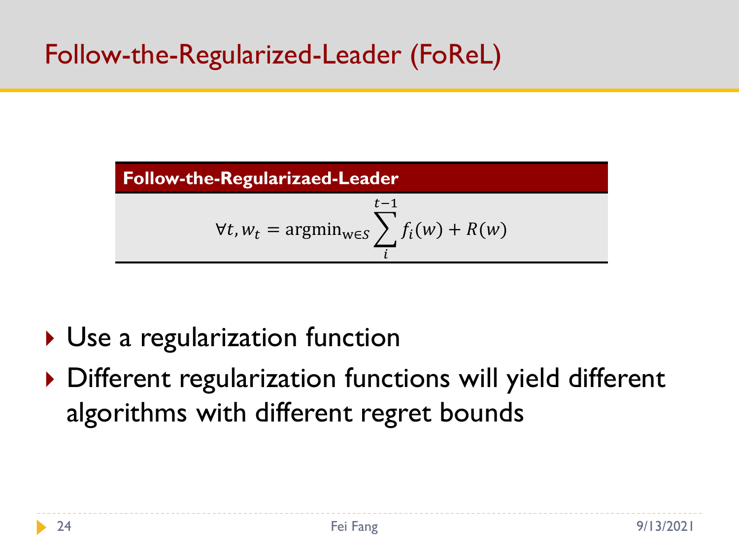# Follow-the-Regularized-Leader (FoReL)

**Follow-the-Regularizaed-Leader**

$$\forall t, w_t = \text{argmin}_{w \in S} \sum_{i}^{t-1} f_i(w) + R(w)$$

- Use a regularization function
- Different regularization functions will yield different algorithms with different regret bounds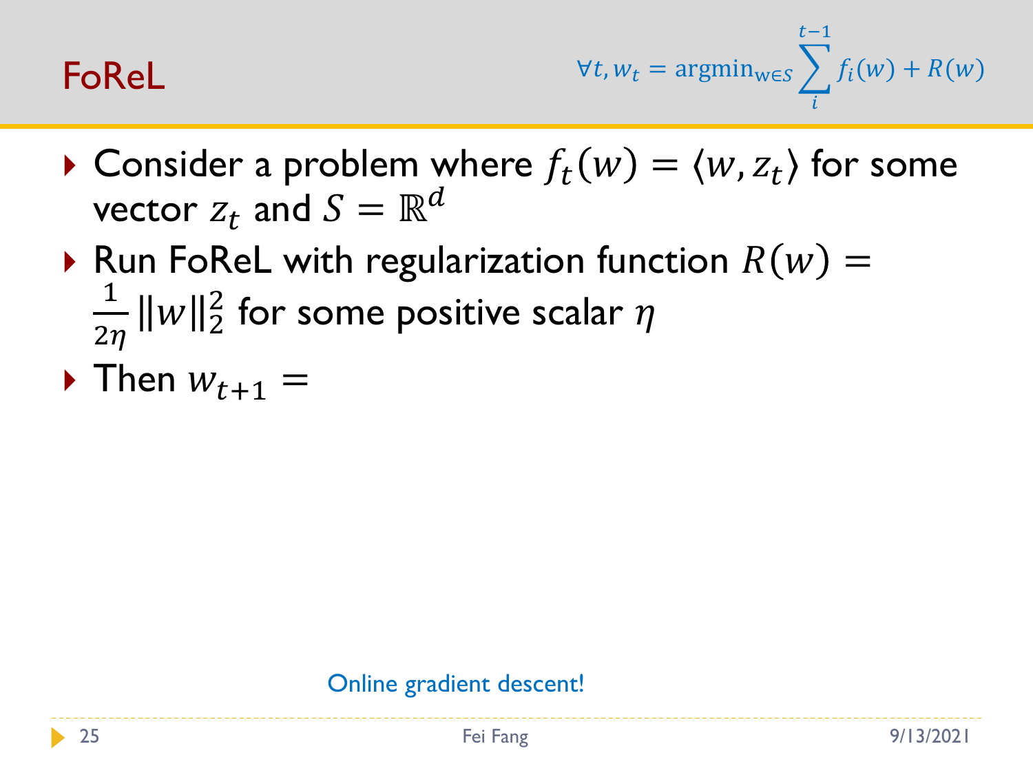# FoReL

$$\forall t, w_t = \text{argmin}_{w \in S} \sum_{i}^{t-1} f_i(w) + R(w)$$

- Consider a problem where $f_t(w) = \langle w, z_t \rangle$ for some vector $z_t$ and $S = \mathbb{R}^d$
- Run FoReL with regularization function $R(w) = \frac{1}{2\eta} \|w\|_2^2$ for some positive scalar $\eta$
- Then $w_{t+1} =$

Online gradient descent!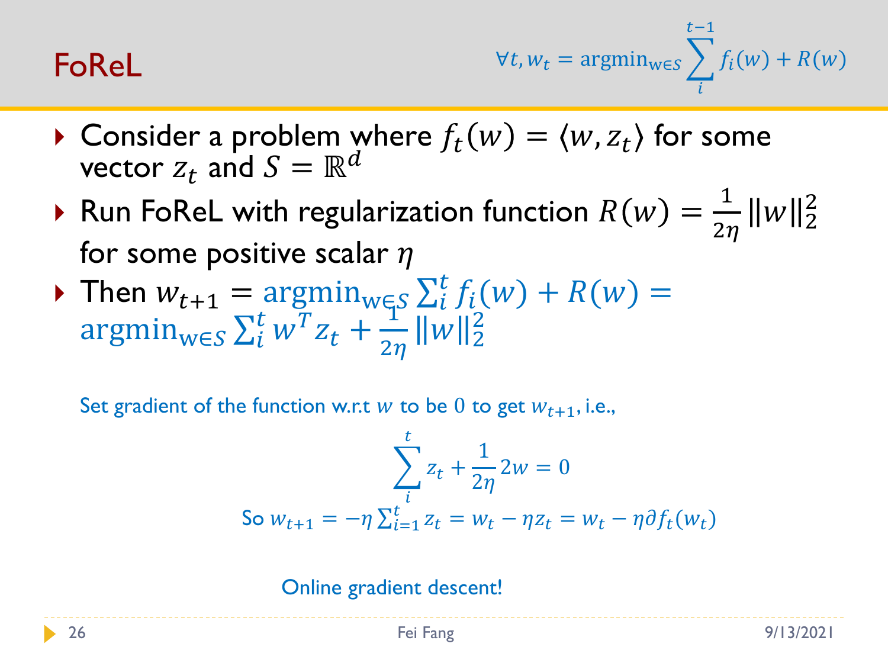# FoReL

$$\forall t, w_t = \text{argmin}_{w \in S} \sum_{i}^{t-1} f_i(w) + R(w)$$

- Consider a problem where $f_t(w) = \langle w, z_t \rangle$ for some vector $z_t$ and $S = \mathbb{R}^d$
- Run FoReL with regularization function $R(w) = \frac{1}{2\eta} \|w\|_2^2$ for some positive scalar $\eta$
- Then $w_{t+1} = \text{argmin}_{w \in S} \sum_i^t f_i(w) + R(w) = \text{argmin}_{w \in S} \sum_i^t w^T z_t + \frac{1}{2\eta} \|w\|_2^2$

Set gradient of the function w.r.t $w$ to be $0$ to get $w_{t+1}$, i.e.,

$$\sum_i^t z_t + \frac{1}{2\eta} 2w = 0$$

So $w_{t+1} = -\eta \sum_{i=1}^t z_t = w_t - \eta z_t = w_t - \eta \partial f_t(w_t)$

Online gradient descent!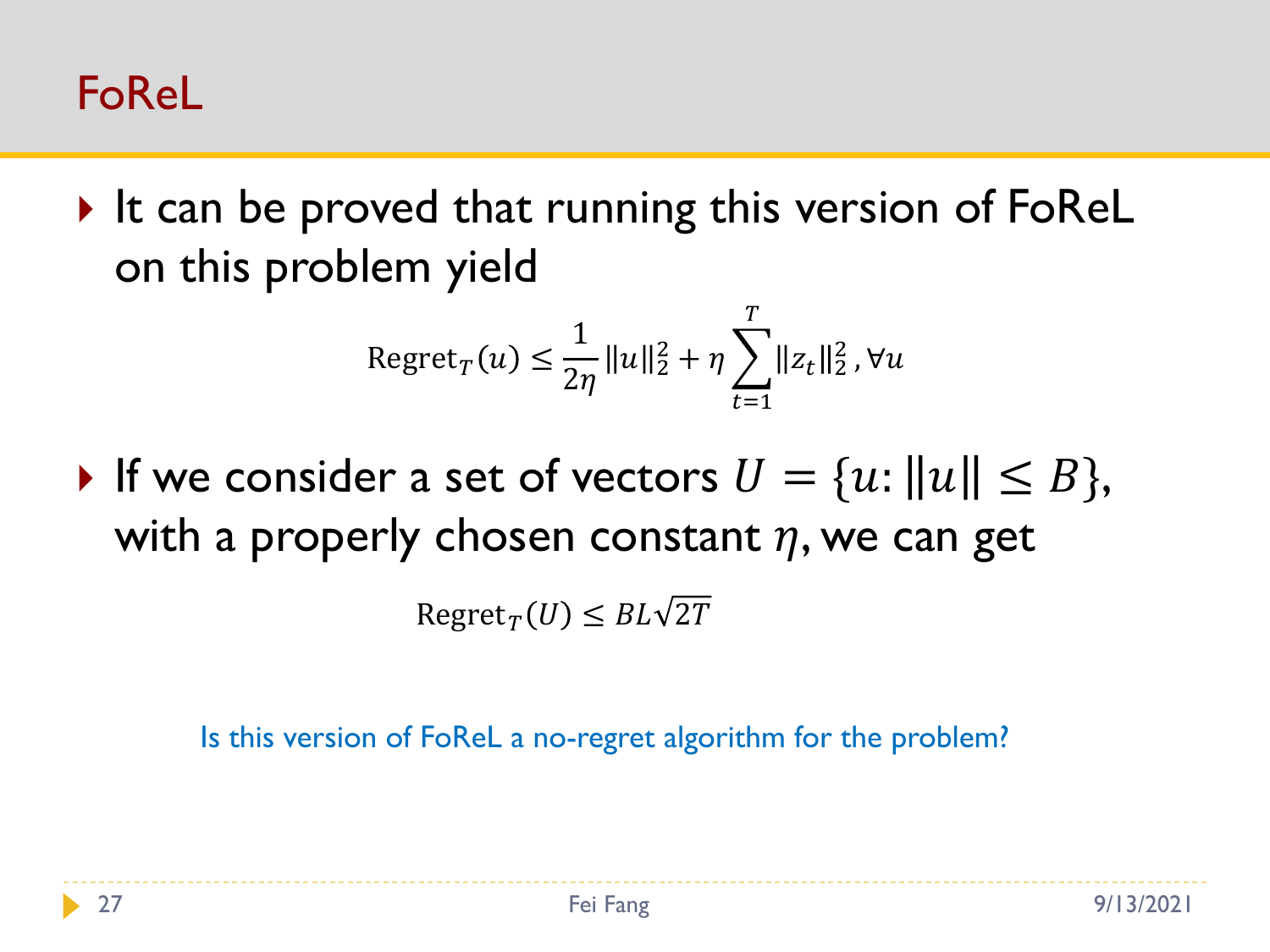# FoReL

- It can be proved that running this version of FoReL on this problem yield

$$\text{Regret}_T(u) \leq \frac{1}{2\eta}\|u\|_2^2 + \eta \sum_{t=1}^{T} \|z_t\|_2^2, \forall u$$

- If we consider a set of vectors $U = \{u: \|u\| \leq B\}$, with a properly chosen constant $\eta$, we can get

$$\text{Regret}_T(U) \leq BL\sqrt{2T}$$

Is this version of FoReL a no-regret algorithm for the problem?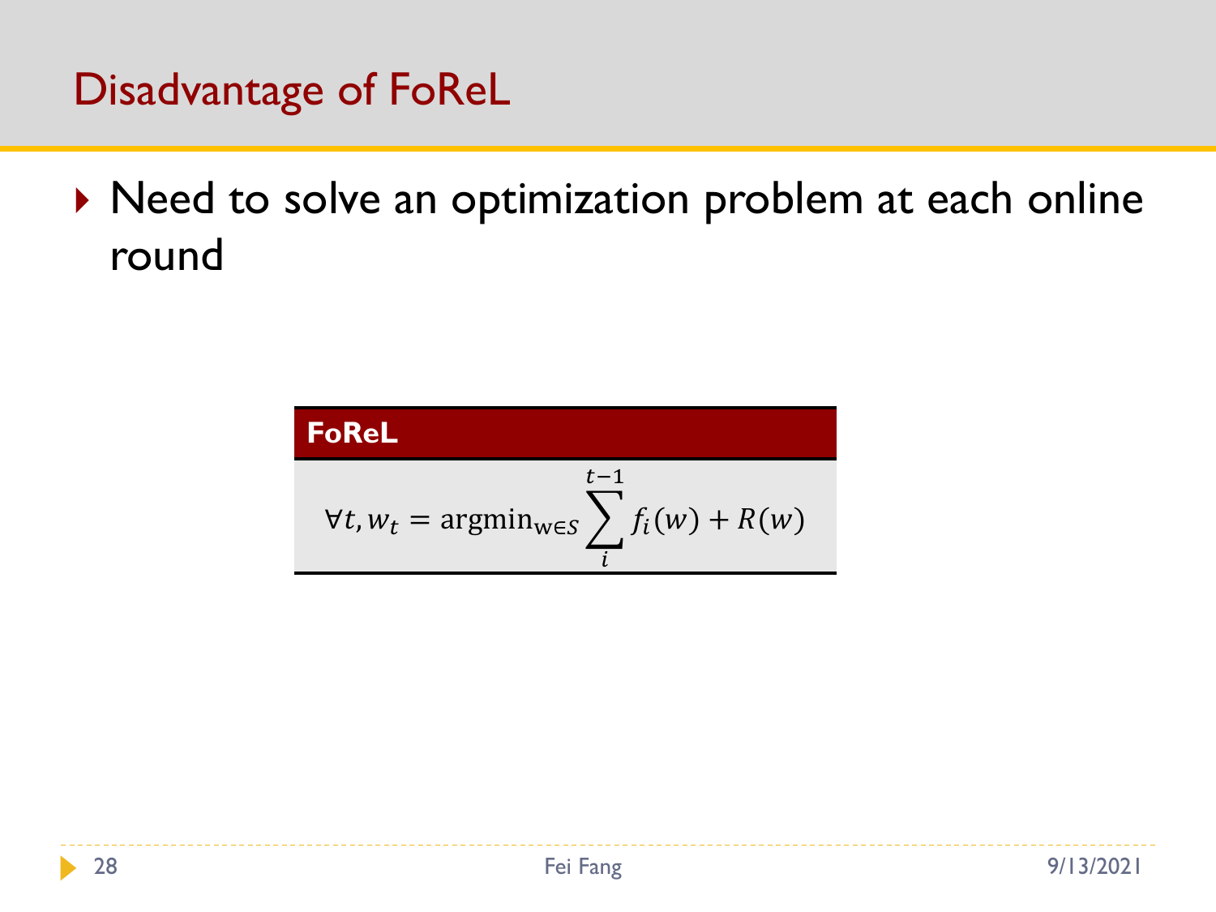# Disadvantage of FoReL

- Need to solve an optimization problem at each online round

**FoReL**

$$\forall t, w_t = \mathrm{argmin}_{\mathrm{w} \in S} \sum_{i}^{t-1} f_i(w) + R(w)$$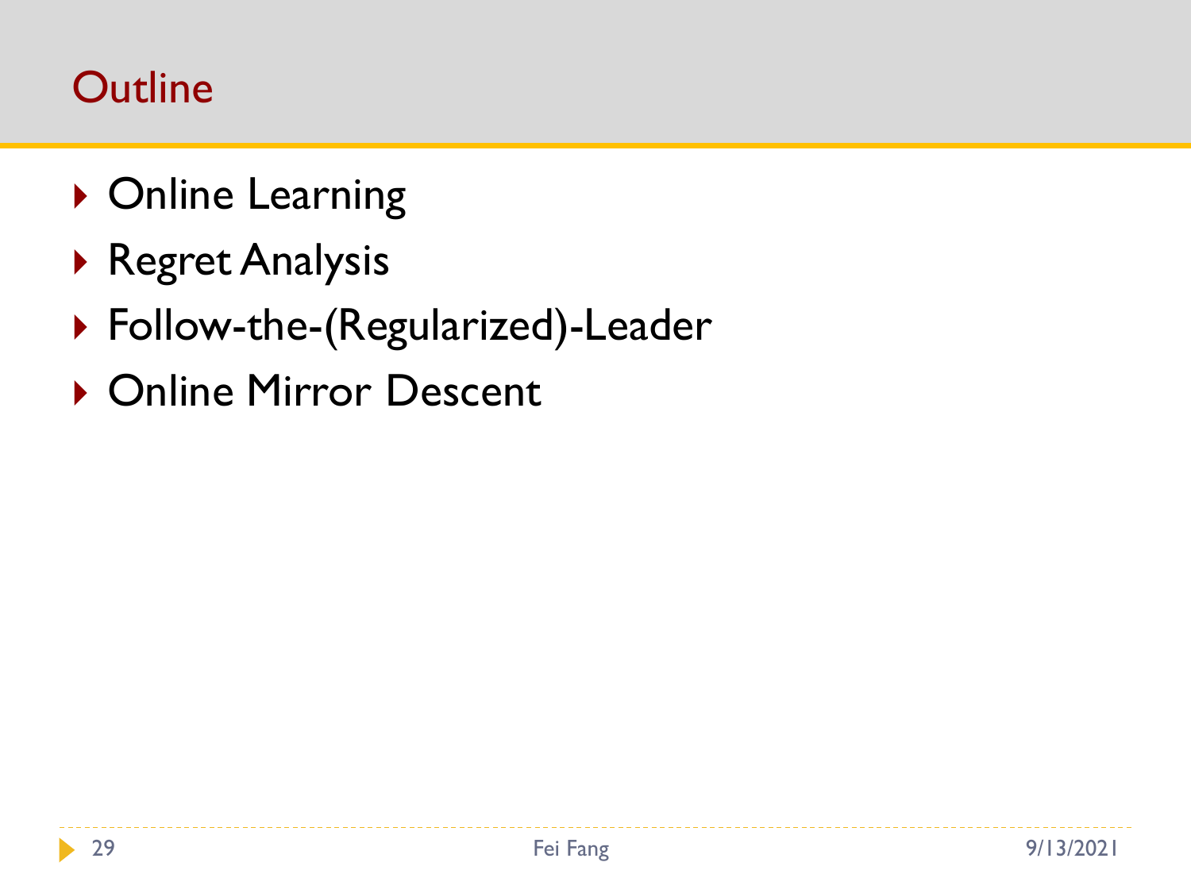# Outline

- Online Learning
- Regret Analysis
- Follow-the-(Regularized)-Leader
- Online Mirror Descent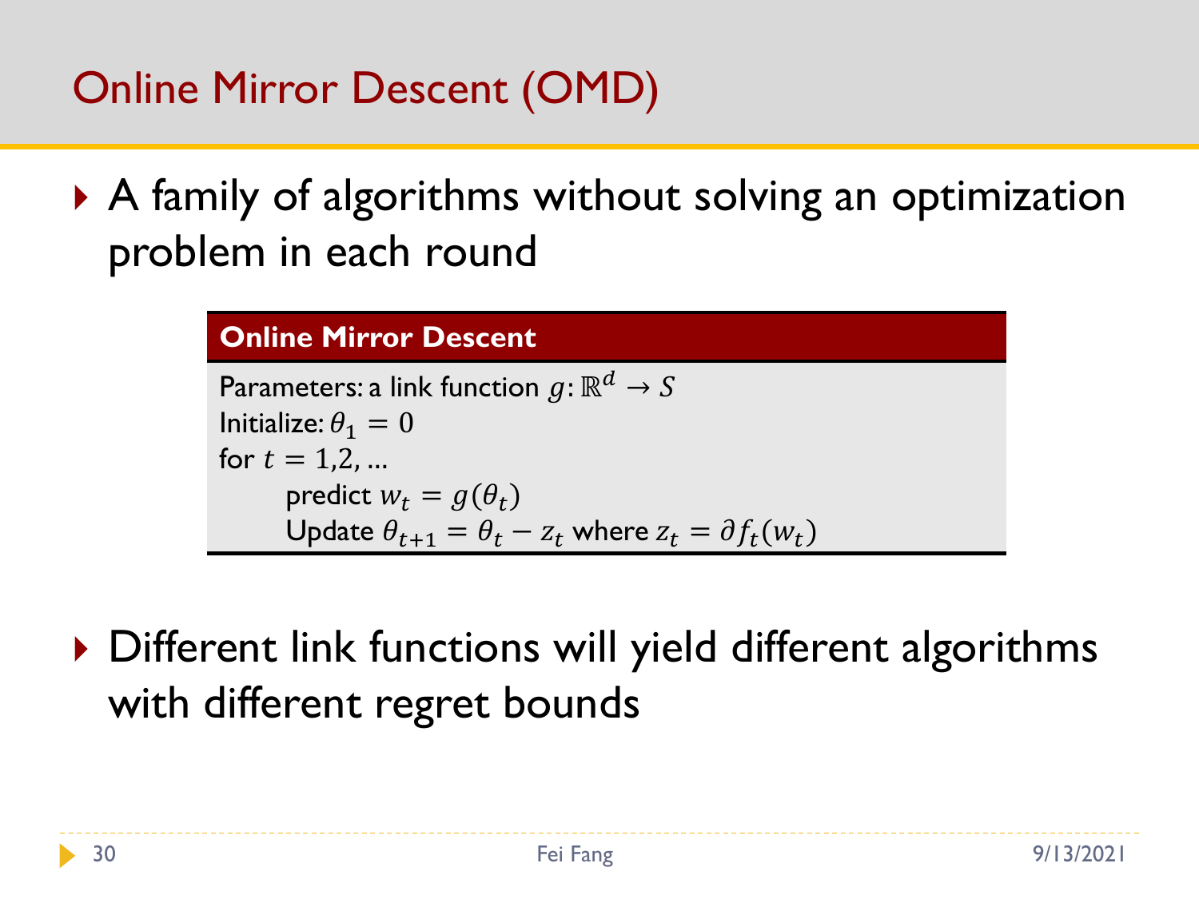# Online Mirror Descent (OMD)

- A family of algorithms without solving an optimization problem in each round

**Online Mirror Descent**

Parameters: a link function $g: \mathbb{R}^d \rightarrow S$
Initialize: $\theta_1 = 0$
for $t = 1,2, \ldots$
    predict $w_t = g(\theta_t)$
    Update $\theta_{t+1} = \theta_t - z_t$ where $z_t = \partial f_t(w_t)$

- Different link functions will yield different algorithms with different regret bounds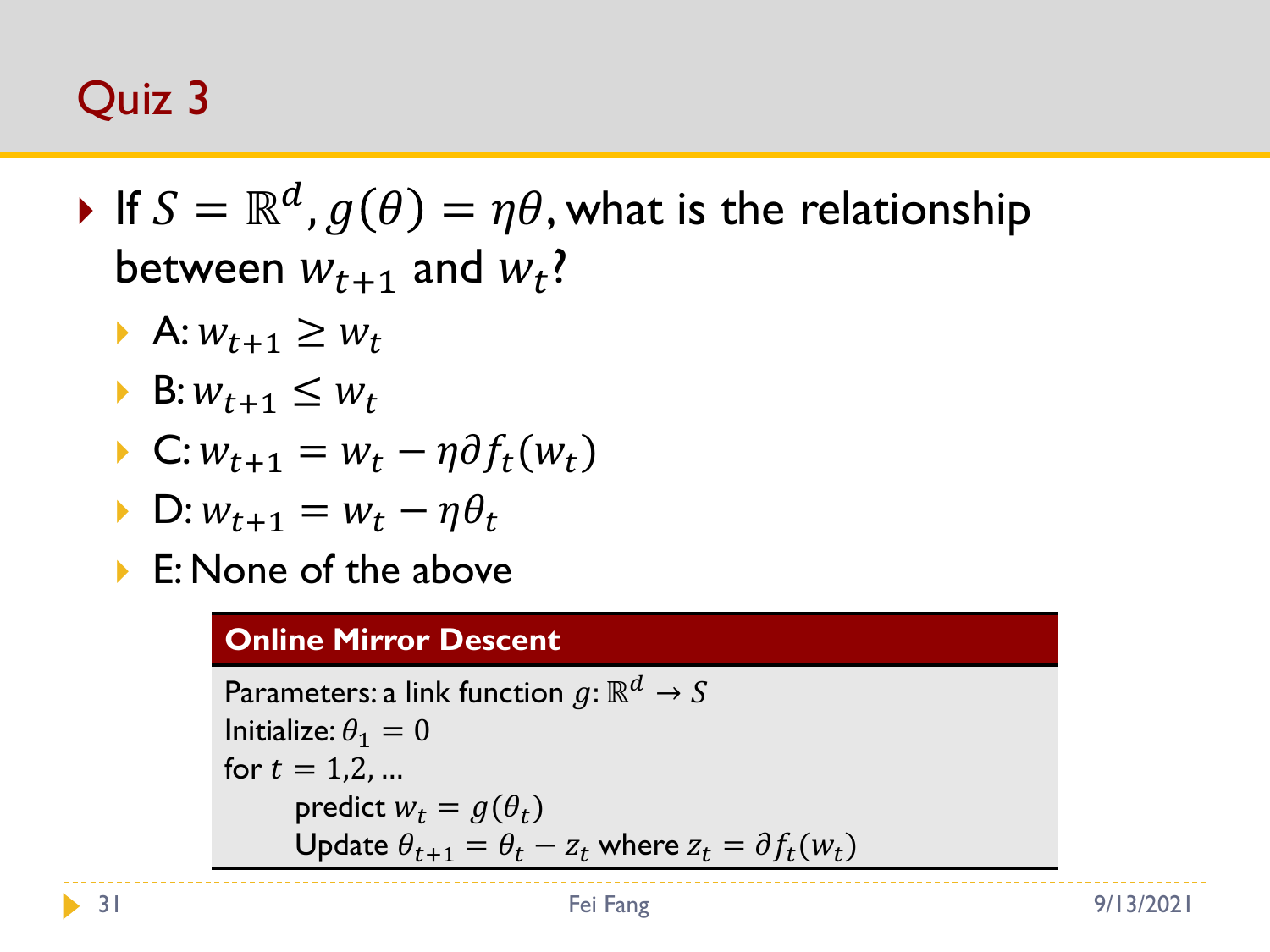# Quiz 3

- If $S = \mathbb{R}^d, g(\theta) = \eta\theta$, what is the relationship between $w_{t+1}$ and $w_t$?
  - A: $w_{t+1} \geq w_t$
  - B: $w_{t+1} \leq w_t$
  - C: $w_{t+1} = w_t - \eta \partial f_t(w_t)$
  - D: $w_{t+1} = w_t - \eta \theta_t$
  - E: None of the above

**Online Mirror Descent**

Parameters: a link function $g: \mathbb{R}^d \rightarrow S$

Initialize: $\theta_1 = 0$

for $t = 1,2, \ldots$

predict $w_t = g(\theta_t)$

Update $\theta_{t+1} = \theta_t - z_t$ where $z_t = \partial f_t(w_t)$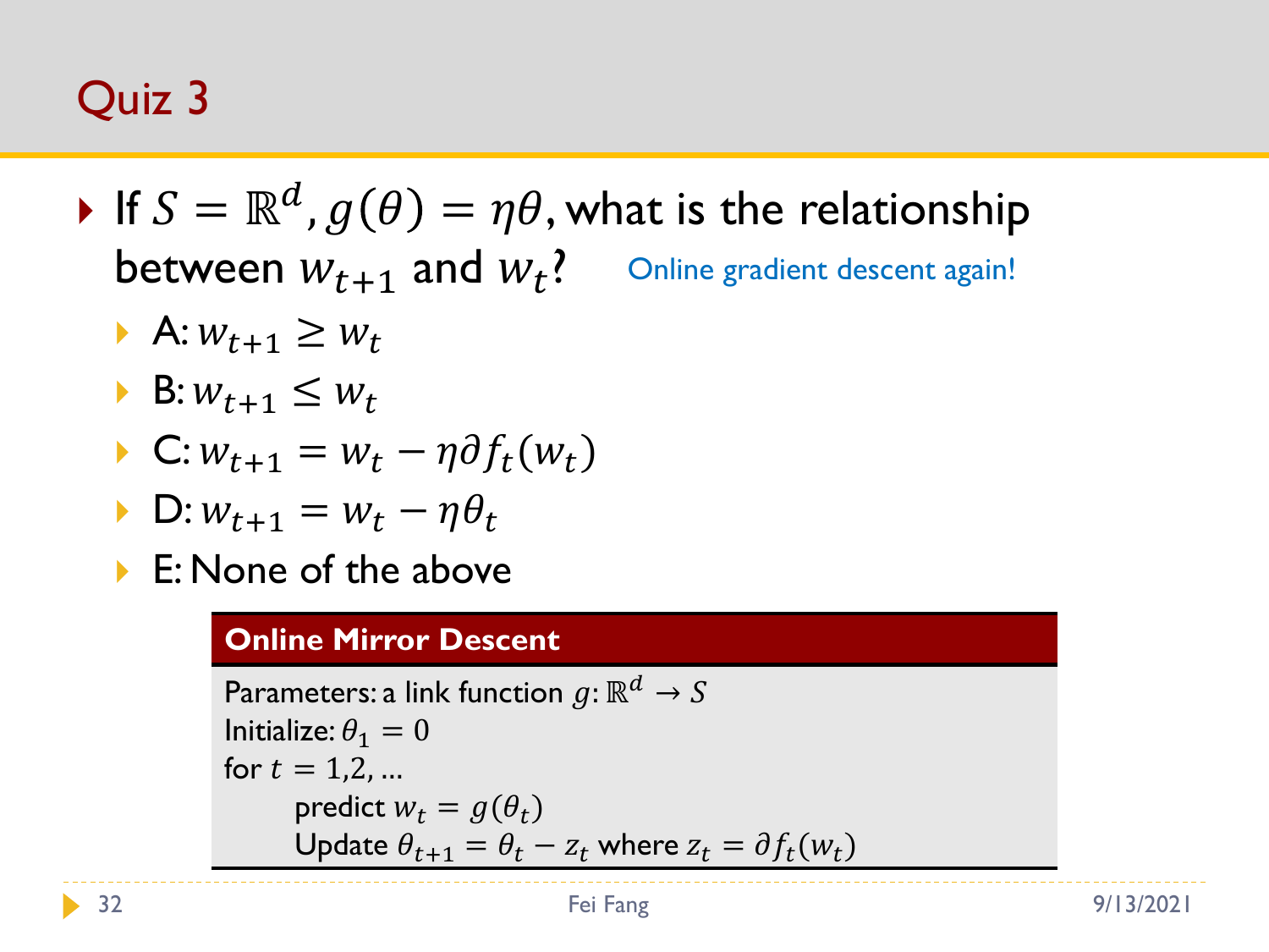# Quiz 3

- If $S = \mathbb{R}^d$, $g(\theta) = \eta\theta$, what is the relationship between $w_{t+1}$ and $w_t$? Online gradient descent again!
  - A: $w_{t+1} \geq w_t$
  - B: $w_{t+1} \leq w_t$
  - C: $w_{t+1} = w_t - \eta\partial f_t(w_t)$
  - D: $w_{t+1} = w_t - \eta\theta_t$
  - E: None of the above

**Online Mirror Descent**

Parameters: a link function $g: \mathbb{R}^d \to S$
Initialize: $\theta_1 = 0$
for $t = 1,2, \ldots$
  predict $w_t = g(\theta_t)$
  Update $\theta_{t+1} = \theta_t - z_t$ where $z_t = \partial f_t(w_t)$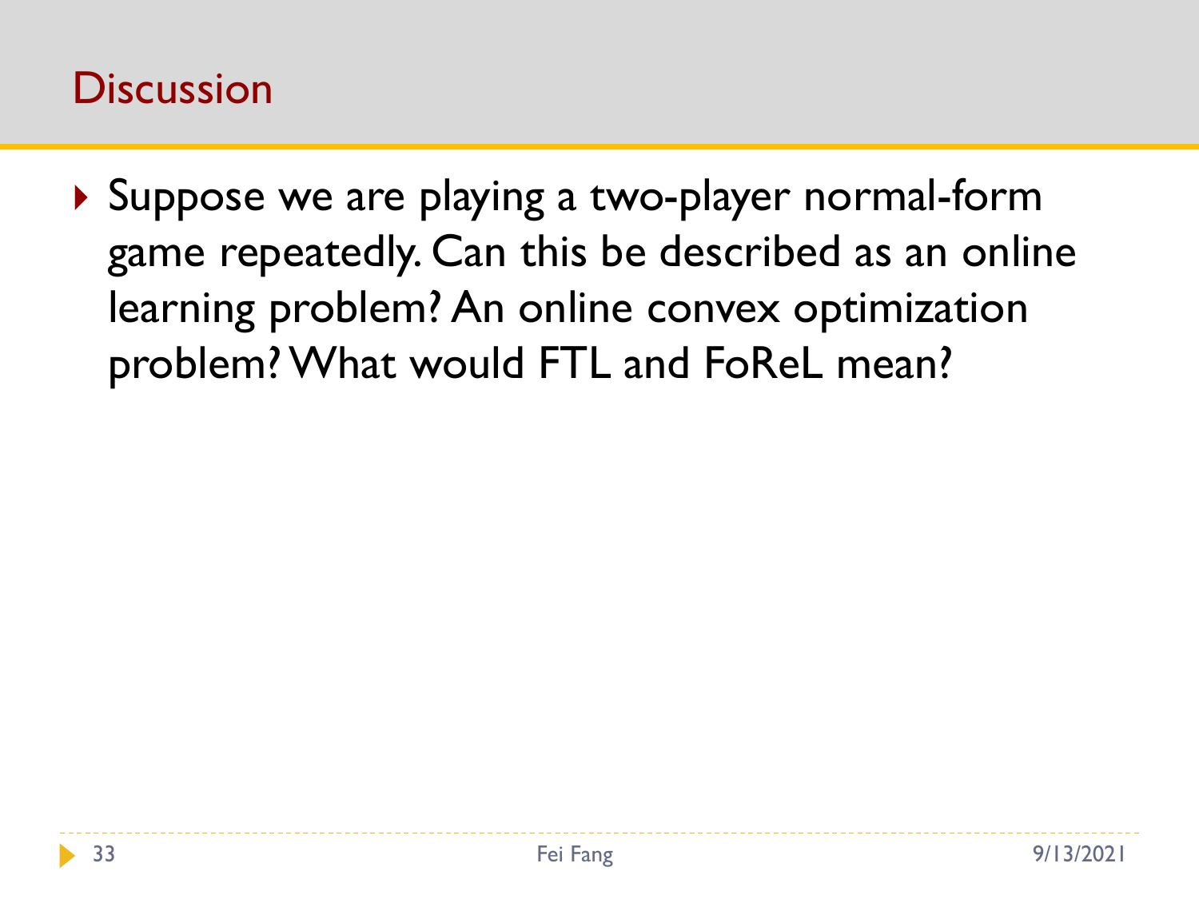# Discussion

- Suppose we are playing a two-player normal-form game repeatedly. Can this be described as an online learning problem? An online convex optimization problem? What would FTL and FoReL mean?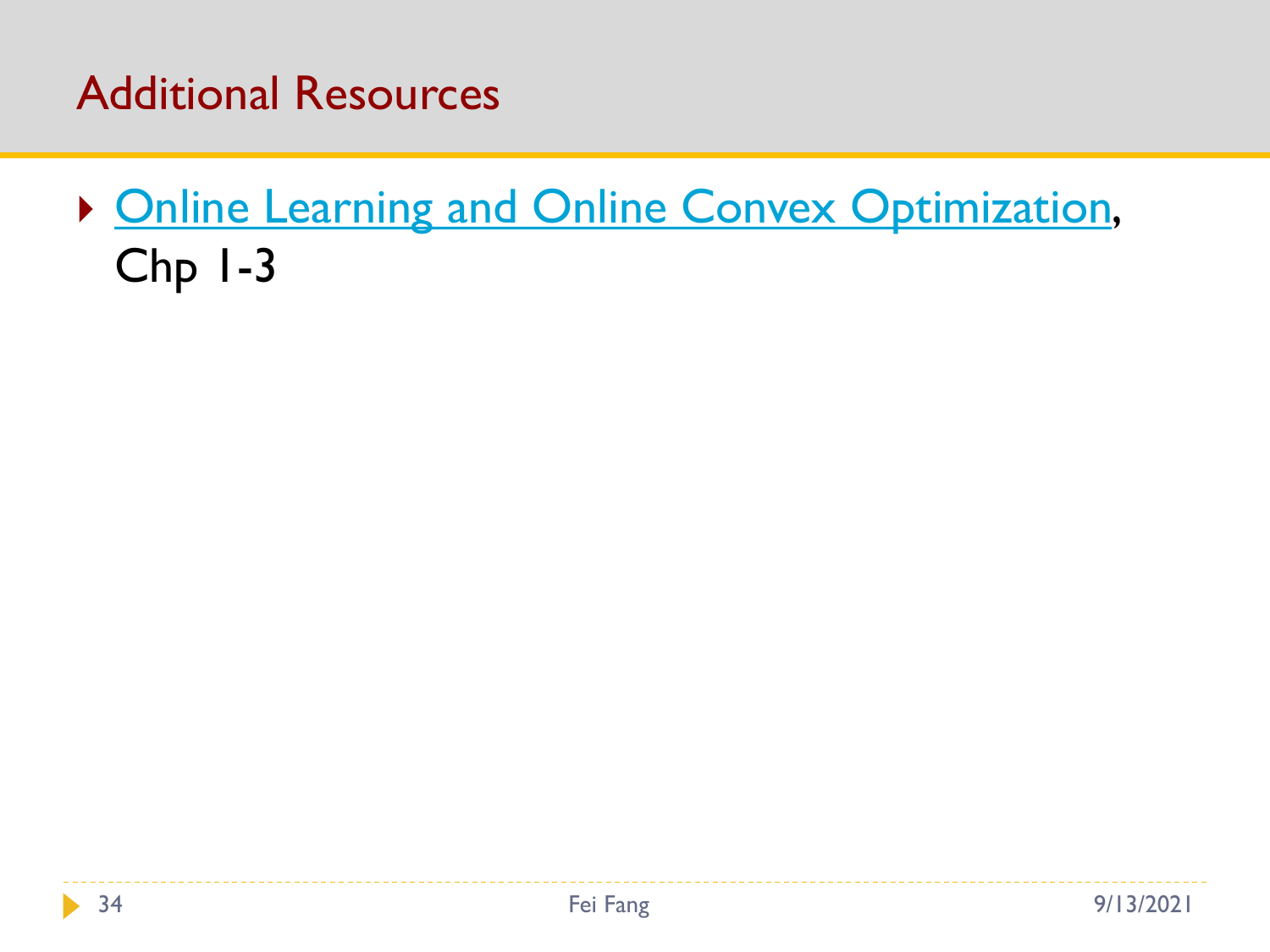# Additional Resources

- Online Learning and Online Convex Optimization, Chp 1-3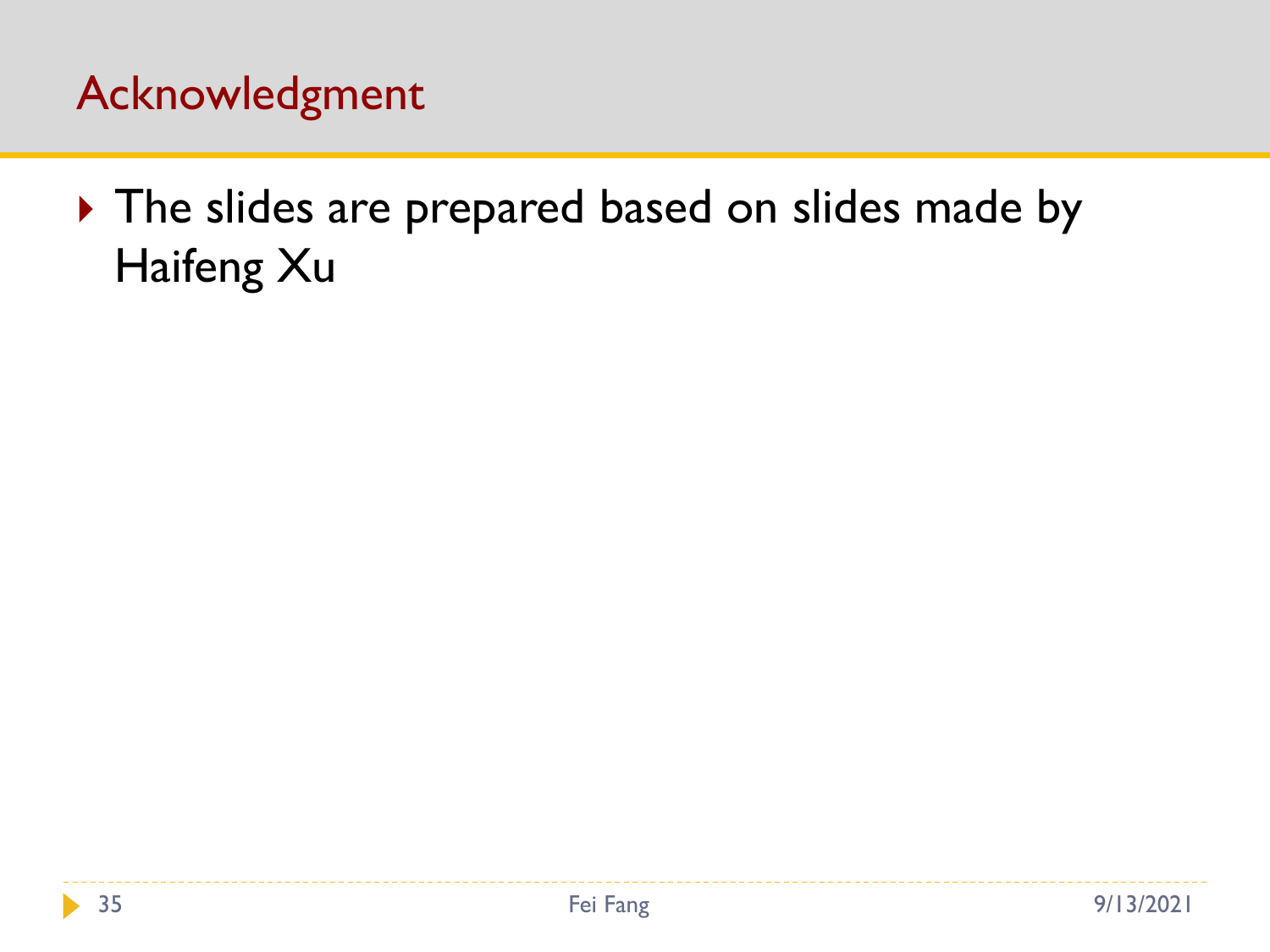# Acknowledgment

- The slides are prepared based on slides made by Haifeng Xu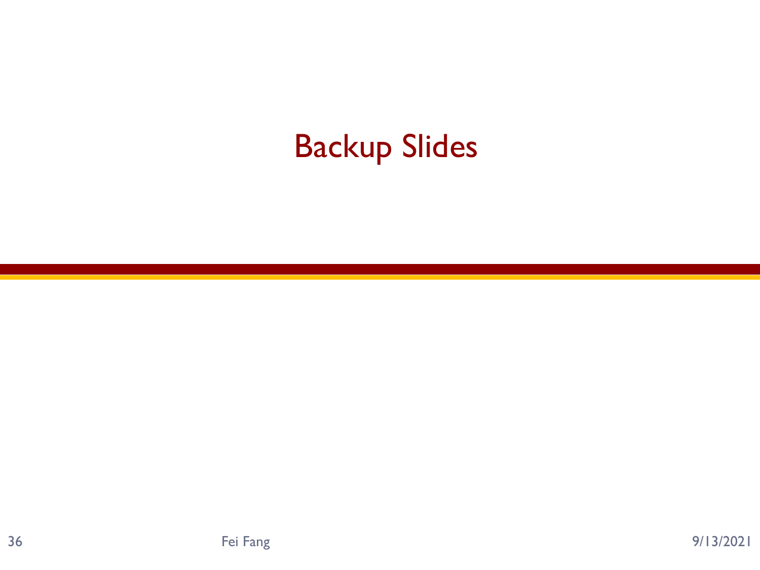# Backup Slides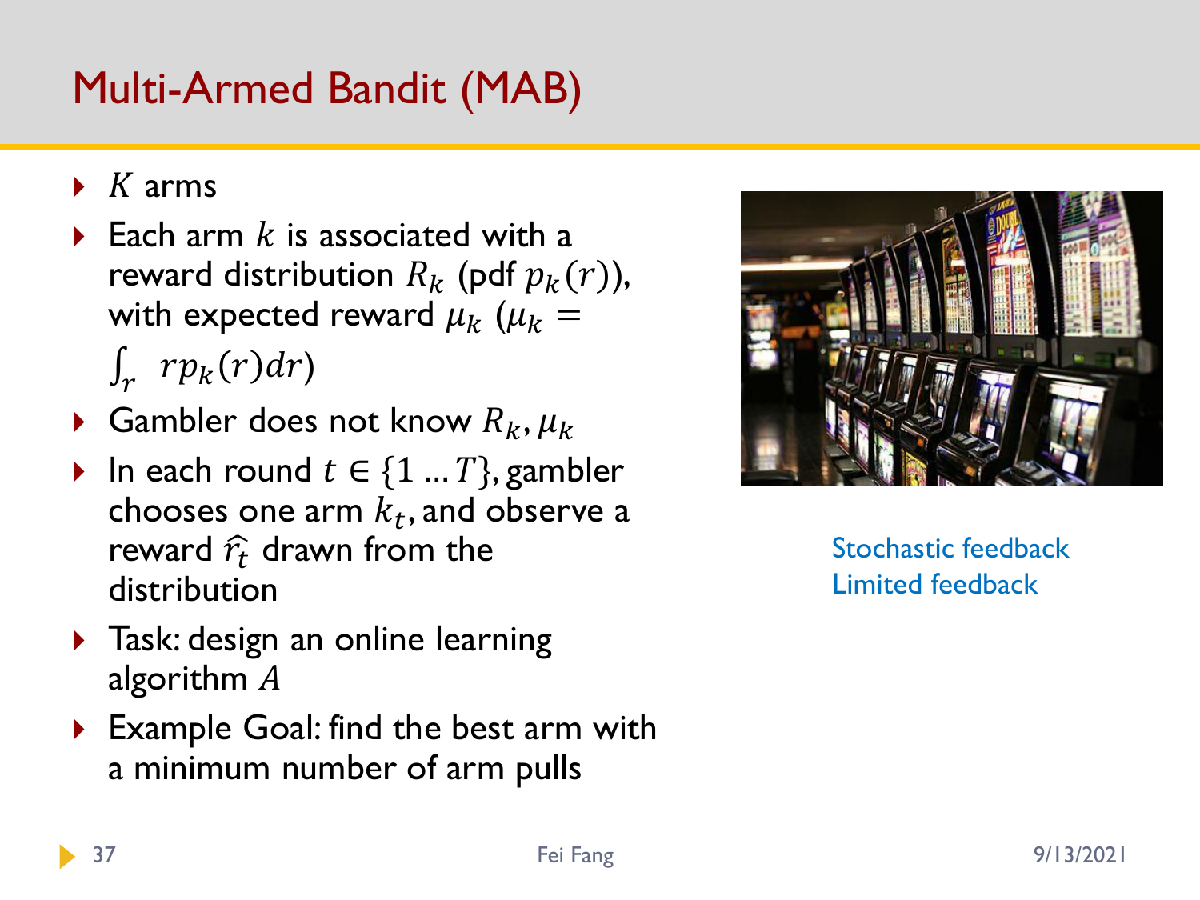# Multi-Armed Bandit (MAB)

- $K$ arms
- Each arm $k$ is associated with a reward distribution $R_k$ (pdf $p_k(r)$), with expected reward $\mu_k$ ($\mu_k = \int_r rp_k(r)dr$)
- Gambler does not know $R_k, \mu_k$
- In each round $t \in \{1 \ldots T\}$, gambler chooses one arm $k_t$, and observe a reward $\hat{r_t}$ drawn from the distribution
- Task: design an online learning algorithm $A$
- Example Goal: find the best arm with a minimum number of arm pulls

Stochastic feedback
Limited feedback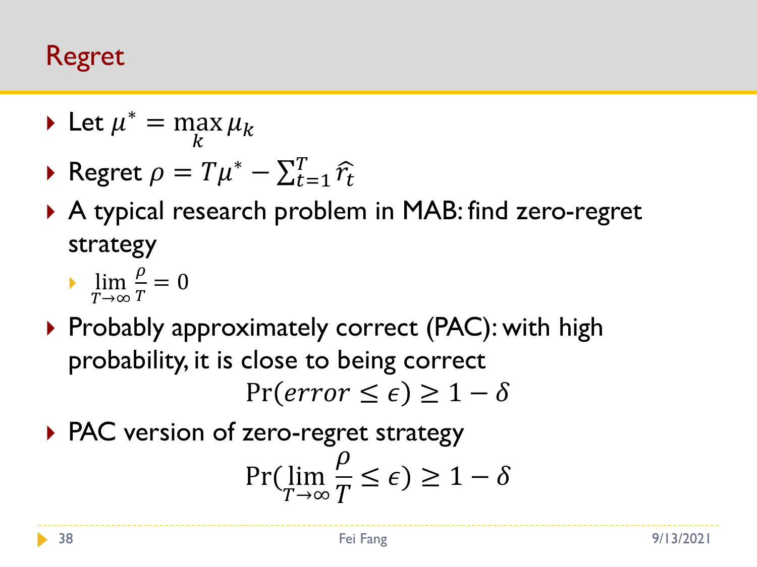# Regret

- Let $\mu^* = \max_k \mu_k$
- Regret $\rho = T\mu^* - \sum_{t=1}^{T} \widehat{r_t}$
- A typical research problem in MAB: find zero-regret strategy
  - $\lim_{T\to\infty} \frac{\rho}{T} = 0$
- Probably approximately correct (PAC): with high probability, it is close to being correct

$$\Pr(error \leq \epsilon) \geq 1 - \delta$$

- PAC version of zero-regret strategy

$$\Pr(\lim_{T\to\infty} \frac{\rho}{T} \leq \epsilon) \geq 1 - \delta$$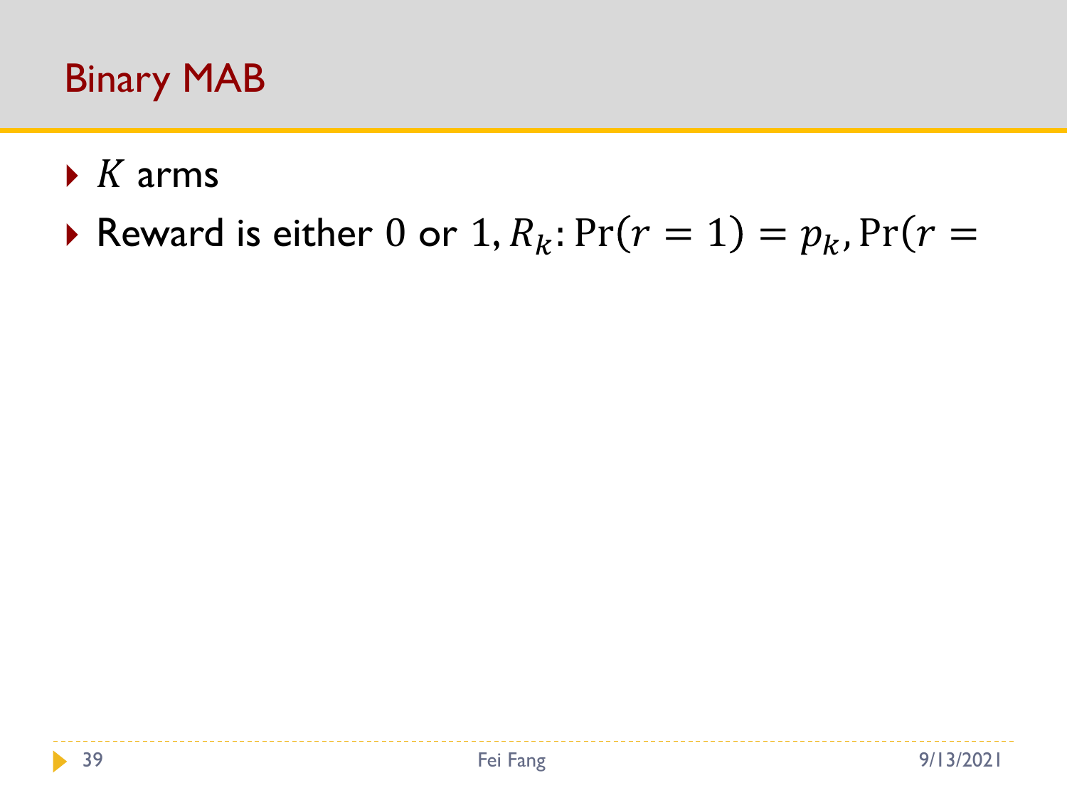# Binary MAB

- $K$ arms
- Reward is either $0$ or $1$, $R_k$: $\Pr(r = 1) = p_k, \Pr(r =$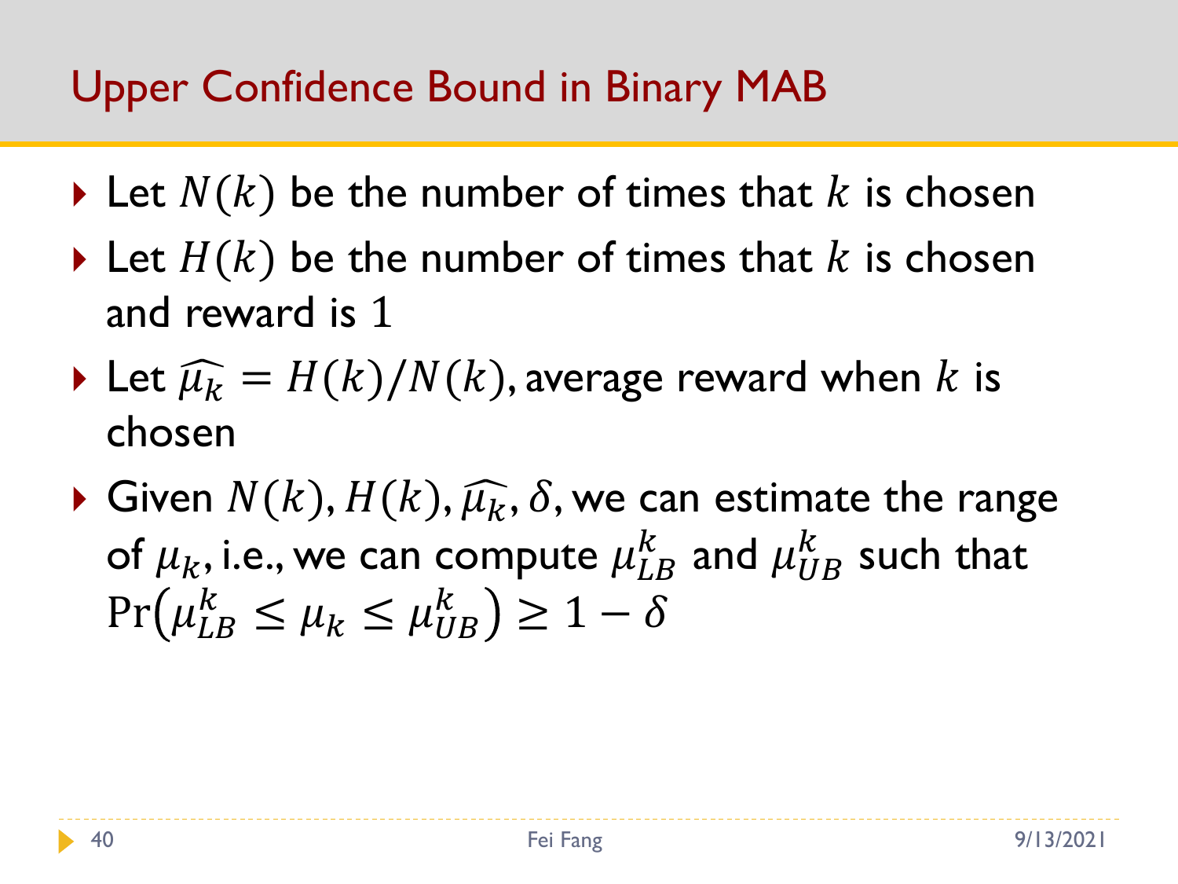# Upper Confidence Bound in Binary MAB

- Let $N(k)$ be the number of times that $k$ is chosen
- Let $H(k)$ be the number of times that $k$ is chosen and reward is $1$
- Let $\widehat{\mu_k} = H(k)/N(k)$, average reward when $k$ is chosen
- Given $N(k), H(k), \widehat{\mu_k}, \delta$, we can estimate the range of $\mu_k$, i.e., we can compute $\mu_{LB}^k$ and $\mu_{UB}^k$ such that $\Pr\left(\mu_{LB}^k \leq \mu_k \leq \mu_{UB}^k\right) \geq 1 - \delta$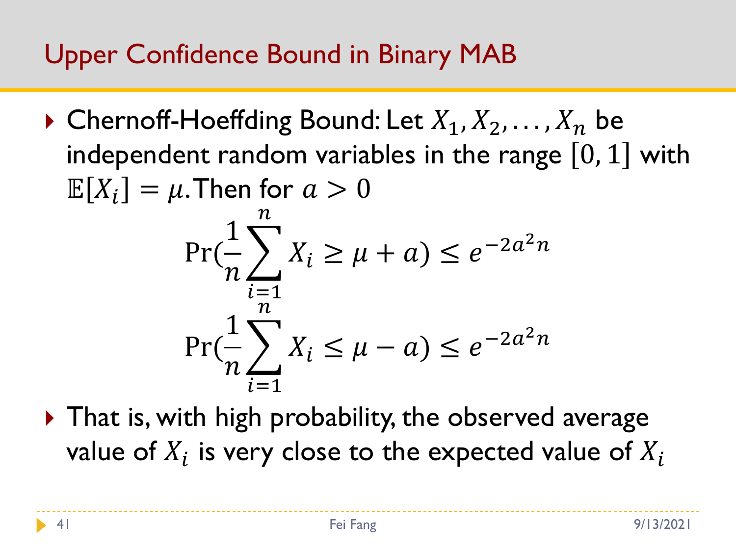# Upper Confidence Bound in Binary MAB

- Chernoff-Hoeffding Bound: Let $X_1, X_2, \ldots, X_n$ be independent random variables in the range $[0, 1]$ with $\mathbb{E}[X_i] = \mu$. Then for $a > 0$

$$\Pr(\frac{1}{n}\sum_{i=1}^{n} X_i \geq \mu + a) \leq e^{-2a^2 n}$$

$$\Pr(\frac{1}{n}\sum_{i=1}^{n} X_i \leq \mu - a) \leq e^{-2a^2 n}$$

- That is, with high probability, the observed average value of $X_i$ is very close to the expected value of $X_i$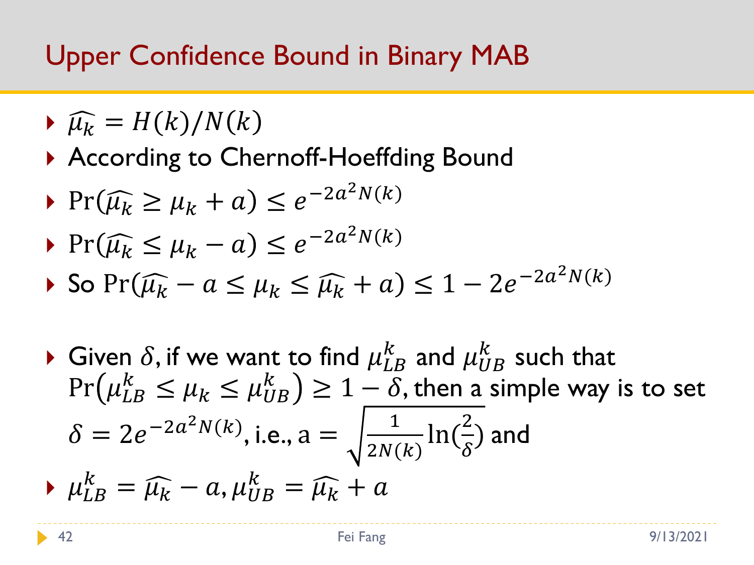# Upper Confidence Bound in Binary MAB

- $\widehat{\mu_k} = H(k)/N(k)$
- According to Chernoff-Hoeffding Bound
- $\Pr(\widehat{\mu_k} \geq \mu_k + a) \leq e^{-2a^2 N(k)}$
- $\Pr(\widehat{\mu_k} \leq \mu_k - a) \leq e^{-2a^2 N(k)}$
- So $\Pr(\widehat{\mu_k} - a \leq \mu_k \leq \widehat{\mu_k} + a) \leq 1 - 2e^{-2a^2 N(k)}$

- Given $\delta$, if we want to find $\mu_{LB}^k$ and $\mu_{UB}^k$ such that $\Pr(\mu_{LB}^k \leq \mu_k \leq \mu_{UB}^k) \geq 1 - \delta$, then a simple way is to set $\delta = 2e^{-2a^2 N(k)}$, i.e., $a = \sqrt{\frac{1}{2N(k)} \ln(\frac{2}{\delta})}$ and
- $\mu_{LB}^k = \widehat{\mu_k} - a, \mu_{UB}^k = \widehat{\mu_k} + a$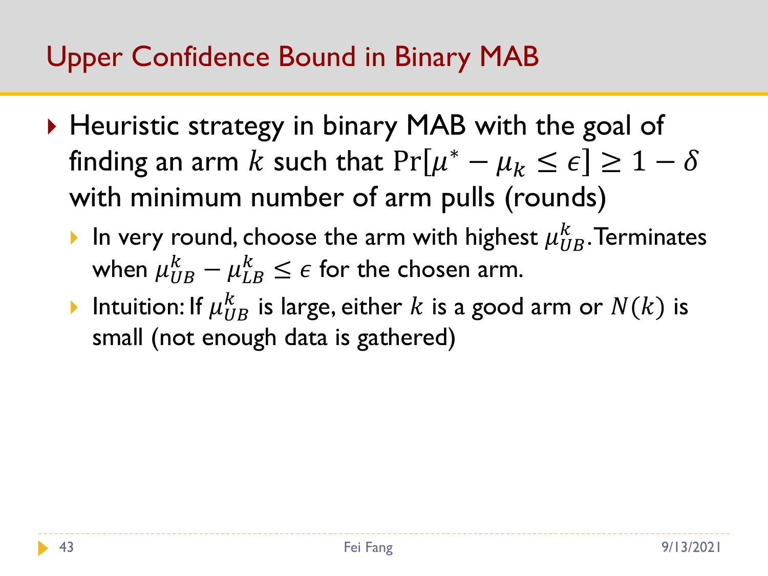# Upper Confidence Bound in Binary MAB

- Heuristic strategy in binary MAB with the goal of finding an arm $k$ such that $\Pr[\mu^* - \mu_k \leq \epsilon] \geq 1 - \delta$ with minimum number of arm pulls (rounds)
  - In very round, choose the arm with highest $\mu_{UB}^k$. Terminates when $\mu_{UB}^k - \mu_{LB}^k \leq \epsilon$ for the chosen arm.
  - Intuition: If $\mu_{UB}^k$ is large, either $k$ is a good arm or $N(k)$ is small (not enough data is gathered)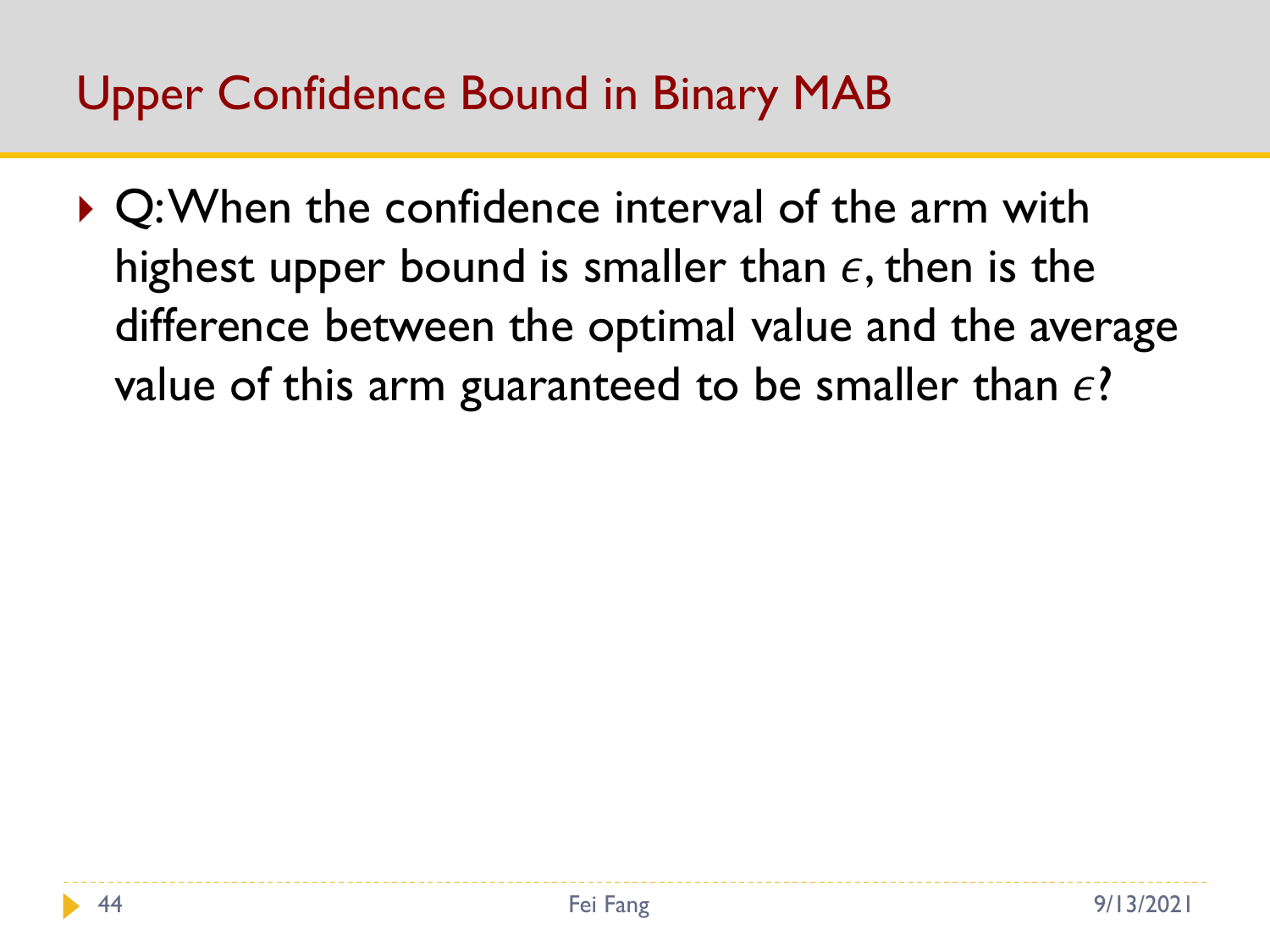# Upper Confidence Bound in Binary MAB

- Q: When the confidence interval of the arm with highest upper bound is smaller than $\epsilon$, then is the difference between the optimal value and the average value of this arm guaranteed to be smaller than $\epsilon$?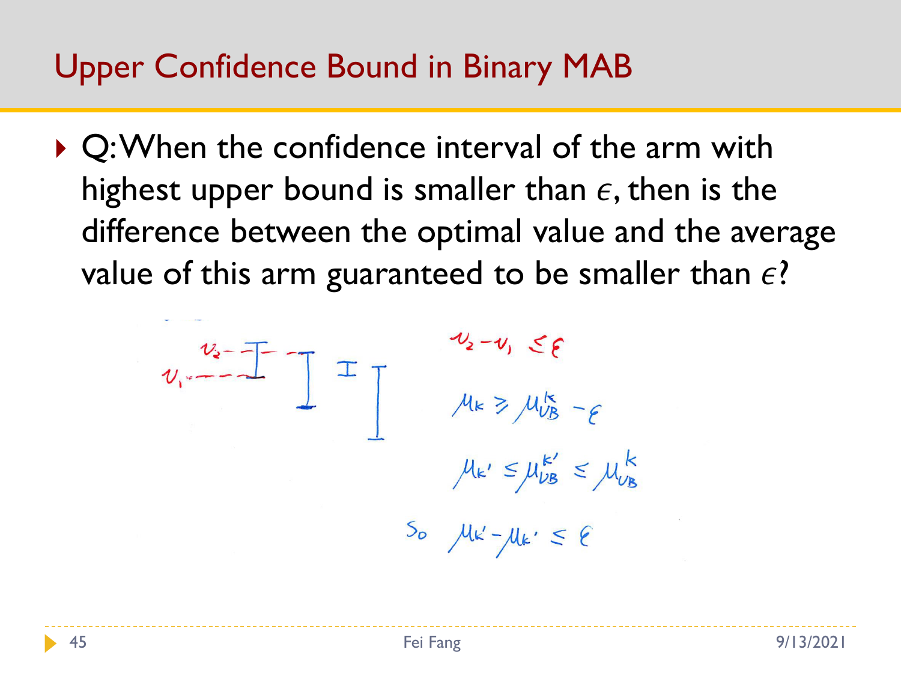# Upper Confidence Bound in Binary MAB

- Q: When the confidence interval of the arm with highest upper bound is smaller than $\epsilon$, then is the difference between the optimal value and the average value of this arm guaranteed to be smaller than $\epsilon$?

$v_2 - v_1 \leq \epsilon$

$\mu_k \geq \mu_{UB}^k - \epsilon$

$\mu_{k'} \leq \mu_{UB}^{k'} \leq \mu_{UB}^k$

So $\mu_{k'} - \mu_{k'} \leq \epsilon$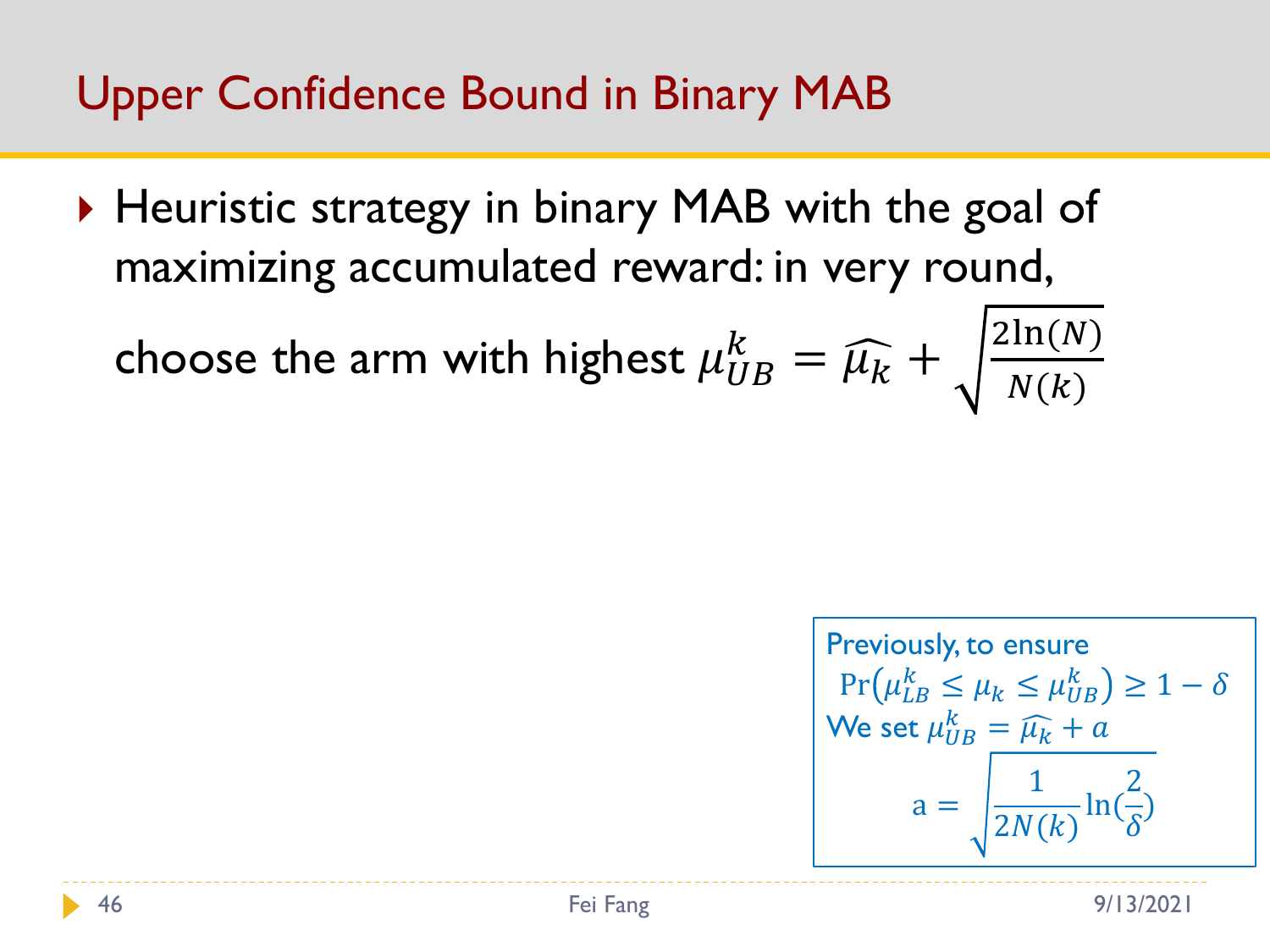# Upper Confidence Bound in Binary MAB

- Heuristic strategy in binary MAB with the goal of maximizing accumulated reward: in very round, choose the arm with highest $\mu_{UB}^{k} = \widehat{\mu_k} + \sqrt{\frac{2\ln(N)}{N(k)}}$

Previously, to ensure $\Pr\left(\mu_{LB}^{k} \leq \mu_k \leq \mu_{UB}^{k}\right) \geq 1 - \delta$

We set $\mu_{UB}^{k} = \widehat{\mu_k} + a$

$$\mathrm{a} = \sqrt{\frac{1}{2N(k)}\ln(\frac{2}{\delta})}$$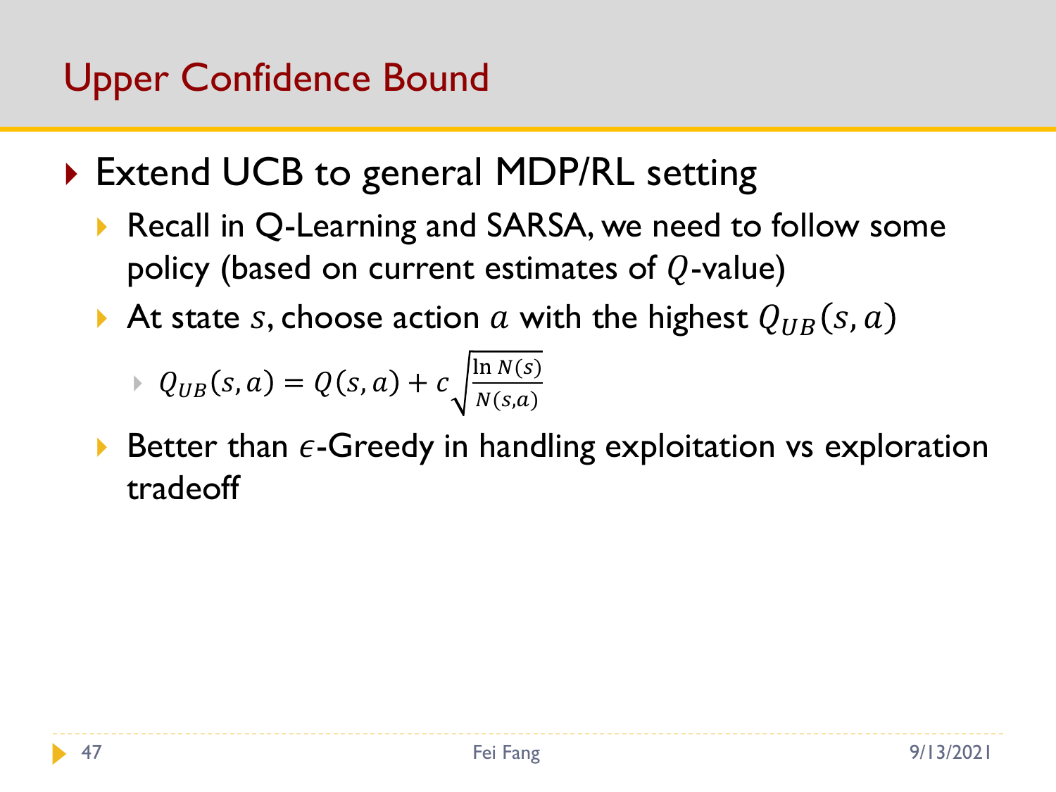# Upper Confidence Bound

- Extend UCB to general MDP/RL setting
  - Recall in Q-Learning and SARSA, we need to follow some policy (based on current estimates of $Q$-value)
  - At state $s$, choose action $a$ with the highest $Q_{UB}(s, a)$
    - $Q_{UB}(s, a) = Q(s, a) + c\sqrt{\frac{\ln N(s)}{N(s,a)}}$
  - Better than $\epsilon$-Greedy in handling exploitation vs exploration tradeoff